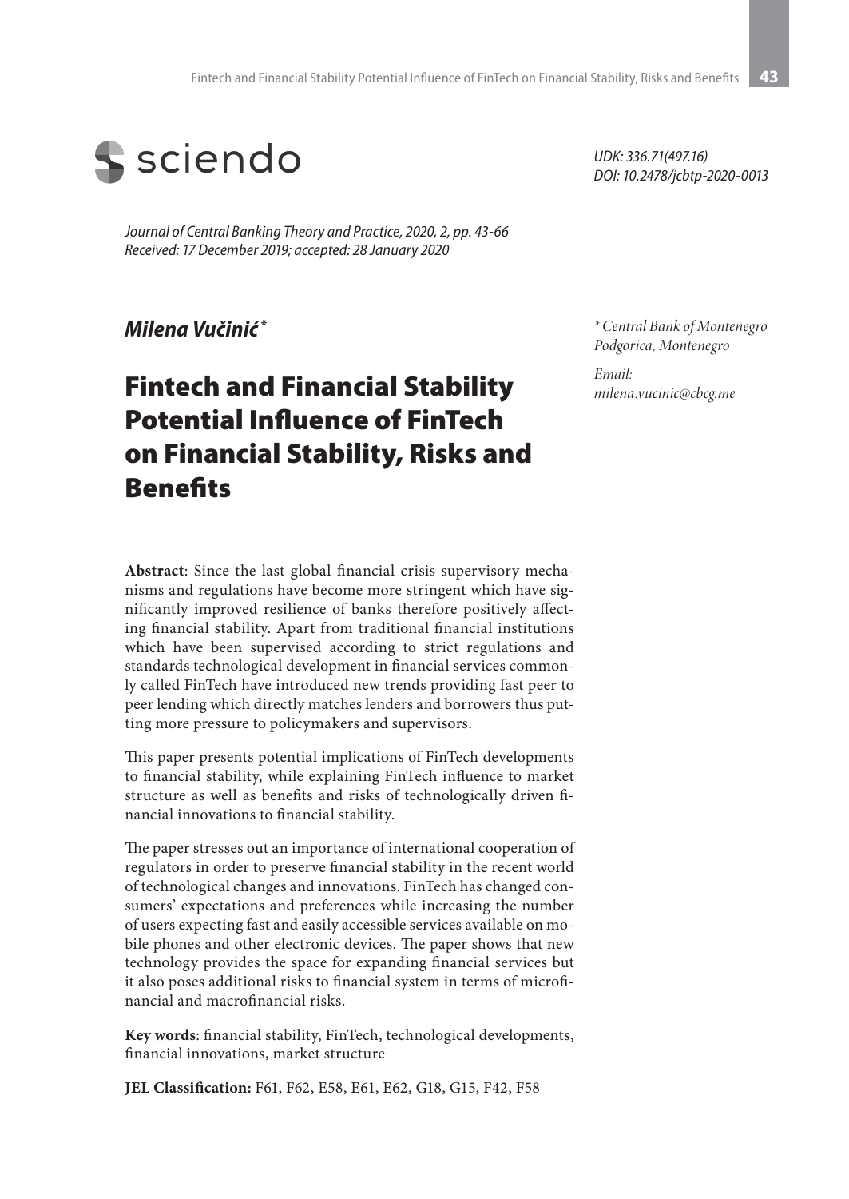sciendo

*UDK: 336.71(497.16)*
*DOI: 10.2478/jcbtp-2020-0013*

*Journal of Central Banking Theory and Practice, 2020, 2, pp. 43-66*
*Received: 17 December 2019; accepted: 28 January 2020*

***Milena Vučinić*** [*]

[*] *Central Bank of Montenegro Podgorica, Montenegro*

*Email: milena.vucinic@cbcg.me*

# Fintech and Financial Stability Potential Influence of FinTech on Financial Stability, Risks and Benefits

**Abstract**: Since the last global financial crisis supervisory mechanisms and regulations have become more stringent which have significantly improved resilience of banks therefore positively affecting financial stability. Apart from traditional financial institutions which have been supervised according to strict regulations and standards technological development in financial services commonly called FinTech have introduced new trends providing fast peer to peer lending which directly matches lenders and borrowers thus putting more pressure to policymakers and supervisors.

This paper presents potential implications of FinTech developments to financial stability, while explaining FinTech influence to market structure as well as benefits and risks of technologically driven financial innovations to financial stability.

The paper stresses out an importance of international cooperation of regulators in order to preserve financial stability in the recent world of technological changes and innovations. FinTech has changed consumers' expectations and preferences while increasing the number of users expecting fast and easily accessible services available on mobile phones and other electronic devices. The paper shows that new technology provides the space for expanding financial services but it also poses additional risks to financial system in terms of microfinancial and macrofinancial risks.

**Key words**: financial stability, FinTech, technological developments, financial innovations, market structure

**JEL Classification:** F61, F62, E58, E61, E62, G18, G15, F42, F58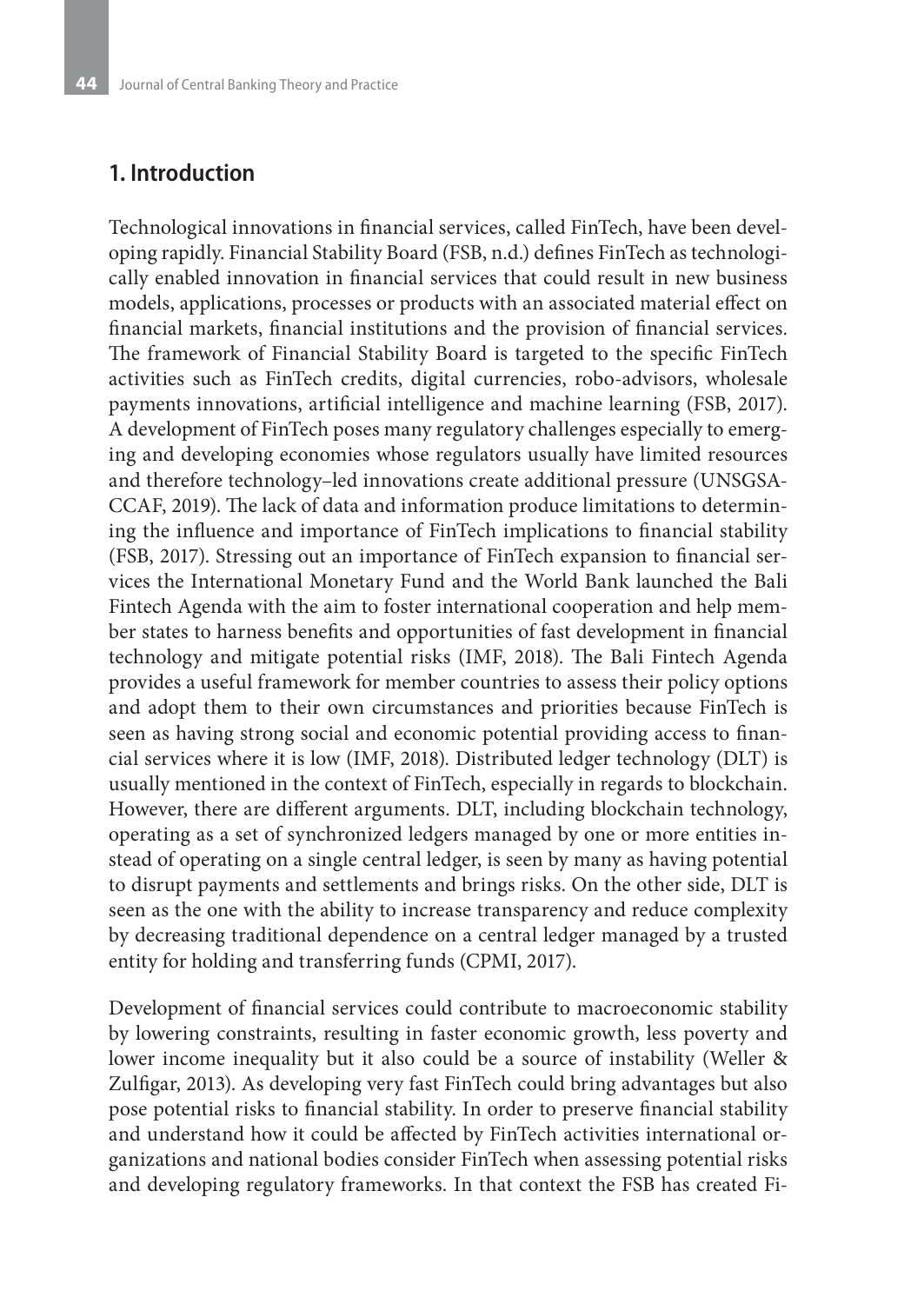## 1. Introduction

Technological innovations in financial services, called FinTech, have been developing rapidly. Financial Stability Board (FSB, n.d.) defines FinTech as technologically enabled innovation in financial services that could result in new business models, applications, processes or products with an associated material effect on financial markets, financial institutions and the provision of financial services. The framework of Financial Stability Board is targeted to the specific FinTech activities such as FinTech credits, digital currencies, robo-advisors, wholesale payments innovations, artificial intelligence and machine learning (FSB, 2017). A development of FinTech poses many regulatory challenges especially to emerging and developing economies whose regulators usually have limited resources and therefore technology–led innovations create additional pressure (UNSGSA-CCAF, 2019). The lack of data and information produce limitations to determining the influence and importance of FinTech implications to financial stability (FSB, 2017). Stressing out an importance of FinTech expansion to financial services the International Monetary Fund and the World Bank launched the Bali Fintech Agenda with the aim to foster international cooperation and help member states to harness benefits and opportunities of fast development in financial technology and mitigate potential risks (IMF, 2018). The Bali Fintech Agenda provides a useful framework for member countries to assess their policy options and adopt them to their own circumstances and priorities because FinTech is seen as having strong social and economic potential providing access to financial services where it is low (IMF, 2018). Distributed ledger technology (DLT) is usually mentioned in the context of FinTech, especially in regards to blockchain. However, there are different arguments. DLT, including blockchain technology, operating as a set of synchronized ledgers managed by one or more entities instead of operating on a single central ledger, is seen by many as having potential to disrupt payments and settlements and brings risks. On the other side, DLT is seen as the one with the ability to increase transparency and reduce complexity by decreasing traditional dependence on a central ledger managed by a trusted entity for holding and transferring funds (CPMI, 2017).

Development of financial services could contribute to macroeconomic stability by lowering constraints, resulting in faster economic growth, less poverty and lower income inequality but it also could be a source of instability (Weller & Zulfigar, 2013). As developing very fast FinTech could bring advantages but also pose potential risks to financial stability. In order to preserve financial stability and understand how it could be affected by FinTech activities international organizations and national bodies consider FinTech when assessing potential risks and developing regulatory frameworks. In that context the FSB has created Fi-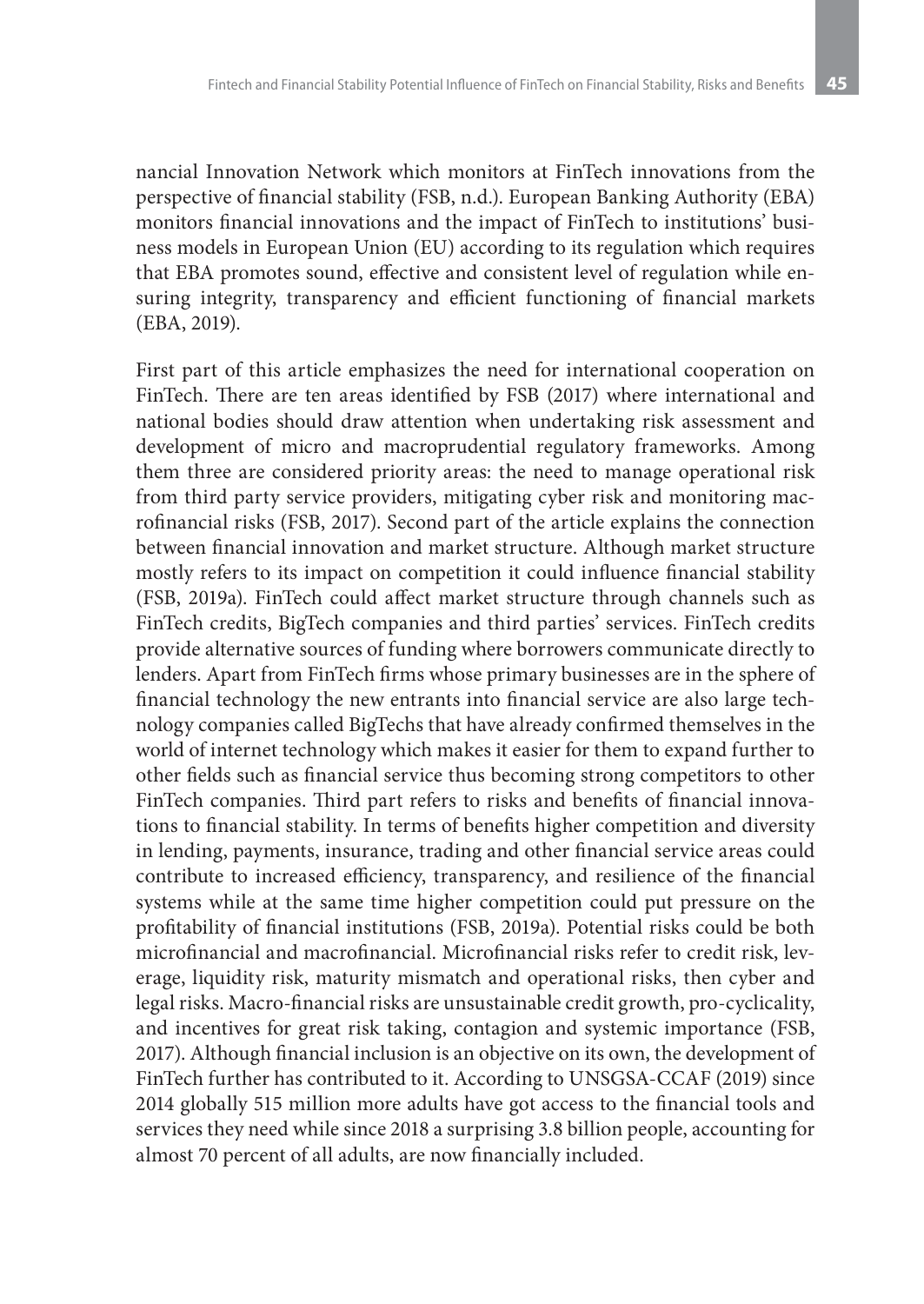nancial Innovation Network which monitors at FinTech innovations from the perspective of financial stability (FSB, n.d.). European Banking Authority (EBA) monitors financial innovations and the impact of FinTech to institutions' business models in European Union (EU) according to its regulation which requires that EBA promotes sound, effective and consistent level of regulation while ensuring integrity, transparency and efficient functioning of financial markets (EBA, 2019).

First part of this article emphasizes the need for international cooperation on FinTech. There are ten areas identified by FSB (2017) where international and national bodies should draw attention when undertaking risk assessment and development of micro and macroprudential regulatory frameworks. Among them three are considered priority areas: the need to manage operational risk from third party service providers, mitigating cyber risk and monitoring macrofinancial risks (FSB, 2017). Second part of the article explains the connection between financial innovation and market structure. Although market structure mostly refers to its impact on competition it could influence financial stability (FSB, 2019a). FinTech could affect market structure through channels such as FinTech credits, BigTech companies and third parties' services. FinTech credits provide alternative sources of funding where borrowers communicate directly to lenders. Apart from FinTech firms whose primary businesses are in the sphere of financial technology the new entrants into financial service are also large technology companies called BigTechs that have already confirmed themselves in the world of internet technology which makes it easier for them to expand further to other fields such as financial service thus becoming strong competitors to other FinTech companies. Third part refers to risks and benefits of financial innovations to financial stability. In terms of benefits higher competition and diversity in lending, payments, insurance, trading and other financial service areas could contribute to increased efficiency, transparency, and resilience of the financial systems while at the same time higher competition could put pressure on the profitability of financial institutions (FSB, 2019a). Potential risks could be both microfinancial and macrofinancial. Microfinancial risks refer to credit risk, leverage, liquidity risk, maturity mismatch and operational risks, then cyber and legal risks. Macro-financial risks are unsustainable credit growth, pro-cyclicality, and incentives for great risk taking, contagion and systemic importance (FSB, 2017). Although financial inclusion is an objective on its own, the development of FinTech further has contributed to it. According to UNSGSA-CCAF (2019) since 2014 globally 515 million more adults have got access to the financial tools and services they need while since 2018 a surprising 3.8 billion people, accounting for almost 70 percent of all adults, are now financially included.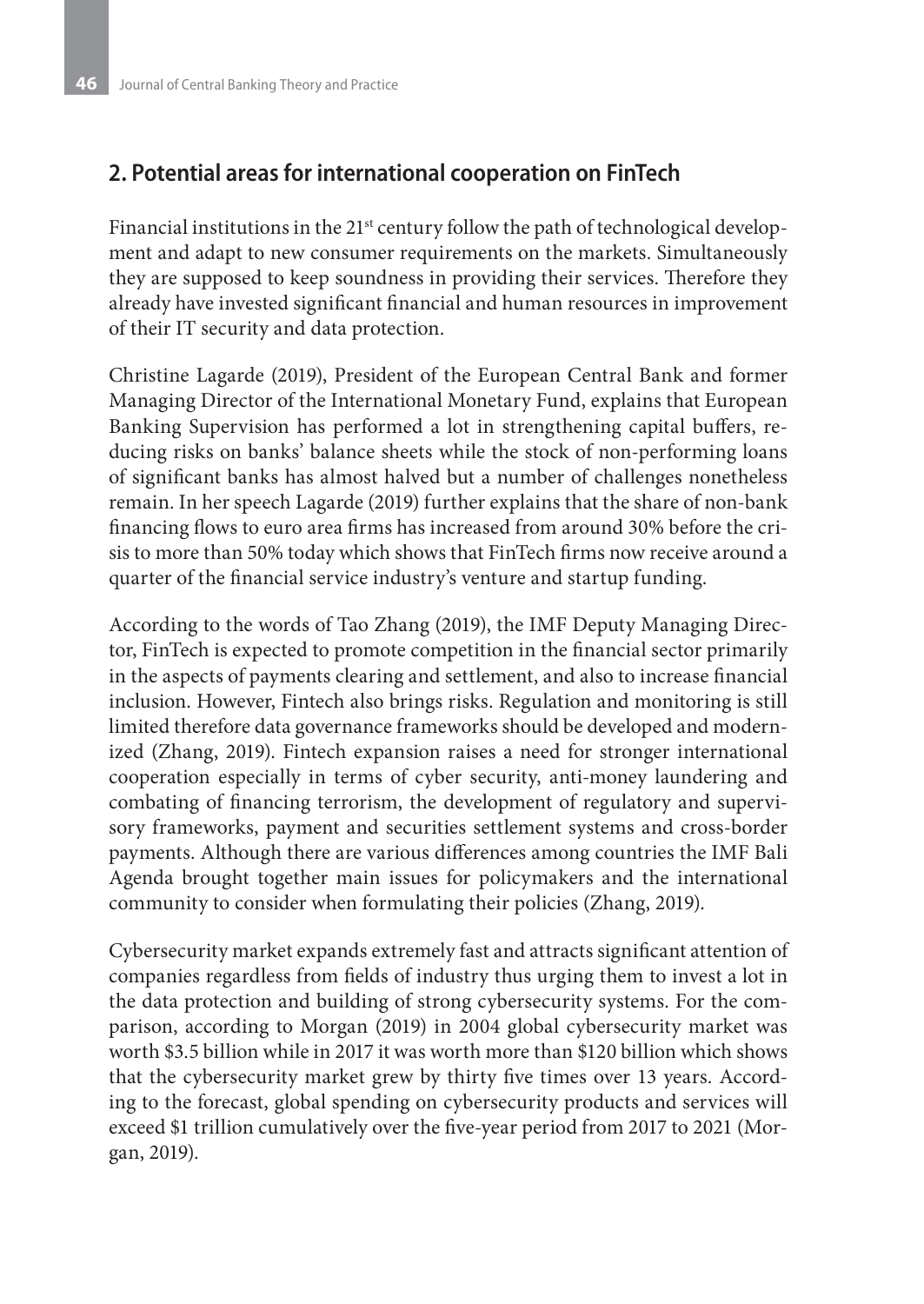## 2. Potential areas for international cooperation on FinTech

Financial institutions in the 21st century follow the path of technological development and adapt to new consumer requirements on the markets. Simultaneously they are supposed to keep soundness in providing their services. Therefore they already have invested significant financial and human resources in improvement of their IT security and data protection.

Christine Lagarde (2019), President of the European Central Bank and former Managing Director of the International Monetary Fund, explains that European Banking Supervision has performed a lot in strengthening capital buffers, reducing risks on banks' balance sheets while the stock of non-performing loans of significant banks has almost halved but a number of challenges nonetheless remain. In her speech Lagarde (2019) further explains that the share of non-bank financing flows to euro area firms has increased from around 30% before the crisis to more than 50% today which shows that FinTech firms now receive around a quarter of the financial service industry's venture and startup funding.

According to the words of Tao Zhang (2019), the IMF Deputy Managing Director, FinTech is expected to promote competition in the financial sector primarily in the aspects of payments clearing and settlement, and also to increase financial inclusion. However, Fintech also brings risks. Regulation and monitoring is still limited therefore data governance frameworks should be developed and modernized (Zhang, 2019). Fintech expansion raises a need for stronger international cooperation especially in terms of cyber security, anti-money laundering and combating of financing terrorism, the development of regulatory and supervisory frameworks, payment and securities settlement systems and cross-border payments. Although there are various differences among countries the IMF Bali Agenda brought together main issues for policymakers and the international community to consider when formulating their policies (Zhang, 2019).

Cybersecurity market expands extremely fast and attracts significant attention of companies regardless from fields of industry thus urging them to invest a lot in the data protection and building of strong cybersecurity systems. For the comparison, according to Morgan (2019) in 2004 global cybersecurity market was worth $3.5 billion while in 2017 it was worth more than $120 billion which shows that the cybersecurity market grew by thirty five times over 13 years. According to the forecast, global spending on cybersecurity products and services will exceed $1 trillion cumulatively over the five-year period from 2017 to 2021 (Morgan, 2019).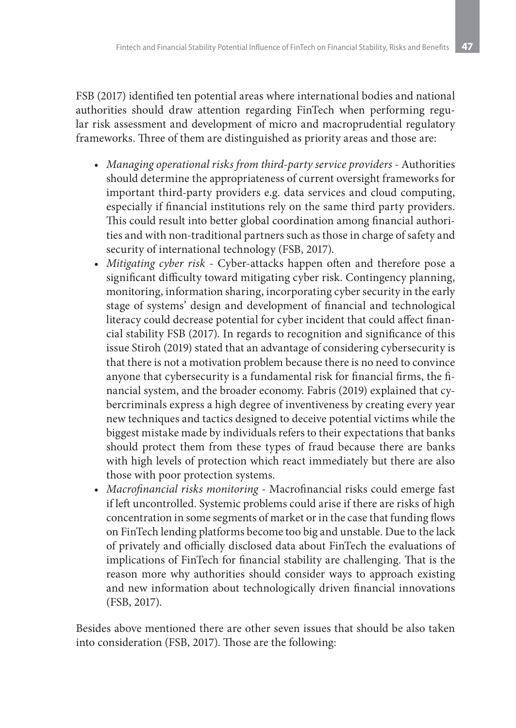FSB (2017) identified ten potential areas where international bodies and national authorities should draw attention regarding FinTech when performing regular risk assessment and development of micro and macroprudential regulatory frameworks. Three of them are distinguished as priority areas and those are:

- *Managing operational risks from third-party service providers* - Authorities should determine the appropriateness of current oversight frameworks for important third-party providers e.g. data services and cloud computing, especially if financial institutions rely on the same third party providers. This could result into better global coordination among financial authorities and with non-traditional partners such as those in charge of safety and security of international technology (FSB, 2017).
- *Mitigating cyber risk* - Cyber-attacks happen often and therefore pose a significant difficulty toward mitigating cyber risk. Contingency planning, monitoring, information sharing, incorporating cyber security in the early stage of systems' design and development of financial and technological literacy could decrease potential for cyber incident that could affect financial stability FSB (2017). In regards to recognition and significance of this issue Stiroh (2019) stated that an advantage of considering cybersecurity is that there is not a motivation problem because there is no need to convince anyone that cybersecurity is a fundamental risk for financial firms, the financial system, and the broader economy. Fabris (2019) explained that cybercriminals express a high degree of inventiveness by creating every year new techniques and tactics designed to deceive potential victims while the biggest mistake made by individuals refers to their expectations that banks should protect them from these types of fraud because there are banks with high levels of protection which react immediately but there are also those with poor protection systems.
- *Macrofinancial risks monitoring* - Macrofinancial risks could emerge fast if left uncontrolled. Systemic problems could arise if there are risks of high concentration in some segments of market or in the case that funding flows on FinTech lending platforms become too big and unstable. Due to the lack of privately and officially disclosed data about FinTech the evaluations of implications of FinTech for financial stability are challenging. That is the reason more why authorities should consider ways to approach existing and new information about technologically driven financial innovations (FSB, 2017).

Besides above mentioned there are other seven issues that should be also taken into consideration (FSB, 2017). Those are the following: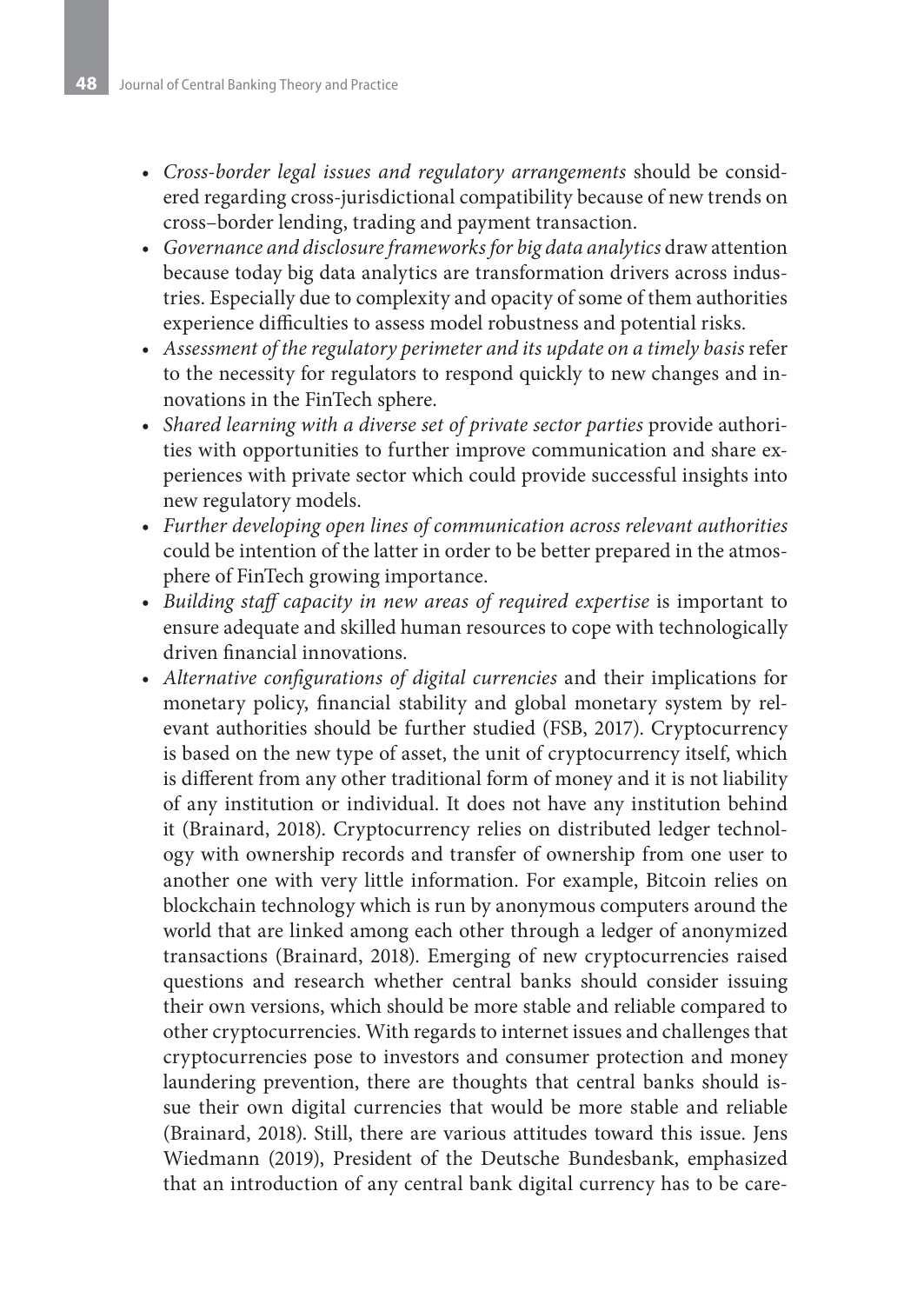- *Cross-border legal issues and regulatory arrangements* should be considered regarding cross-jurisdictional compatibility because of new trends on cross–border lending, trading and payment transaction.
- *Governance and disclosure frameworks for big data analytics* draw attention because today big data analytics are transformation drivers across industries. Especially due to complexity and opacity of some of them authorities experience difficulties to assess model robustness and potential risks.
- *Assessment of the regulatory perimeter and its update on a timely basis* refer to the necessity for regulators to respond quickly to new changes and innovations in the FinTech sphere.
- *Shared learning with a diverse set of private sector parties* provide authorities with opportunities to further improve communication and share experiences with private sector which could provide successful insights into new regulatory models.
- *Further developing open lines of communication across relevant authorities* could be intention of the latter in order to be better prepared in the atmosphere of FinTech growing importance.
- *Building staff capacity in new areas of required expertise* is important to ensure adequate and skilled human resources to cope with technologically driven financial innovations.
- *Alternative configurations of digital currencies* and their implications for monetary policy, financial stability and global monetary system by relevant authorities should be further studied (FSB, 2017). Cryptocurrency is based on the new type of asset, the unit of cryptocurrency itself, which is different from any other traditional form of money and it is not liability of any institution or individual. It does not have any institution behind it (Brainard, 2018). Cryptocurrency relies on distributed ledger technology with ownership records and transfer of ownership from one user to another one with very little information. For example, Bitcoin relies on blockchain technology which is run by anonymous computers around the world that are linked among each other through a ledger of anonymized transactions (Brainard, 2018). Emerging of new cryptocurrencies raised questions and research whether central banks should consider issuing their own versions, which should be more stable and reliable compared to other cryptocurrencies. With regards to internet issues and challenges that cryptocurrencies pose to investors and consumer protection and money laundering prevention, there are thoughts that central banks should issue their own digital currencies that would be more stable and reliable (Brainard, 2018). Still, there are various attitudes toward this issue. Jens Wiedmann (2019), President of the Deutsche Bundesbank, emphasized that an introduction of any central bank digital currency has to be care-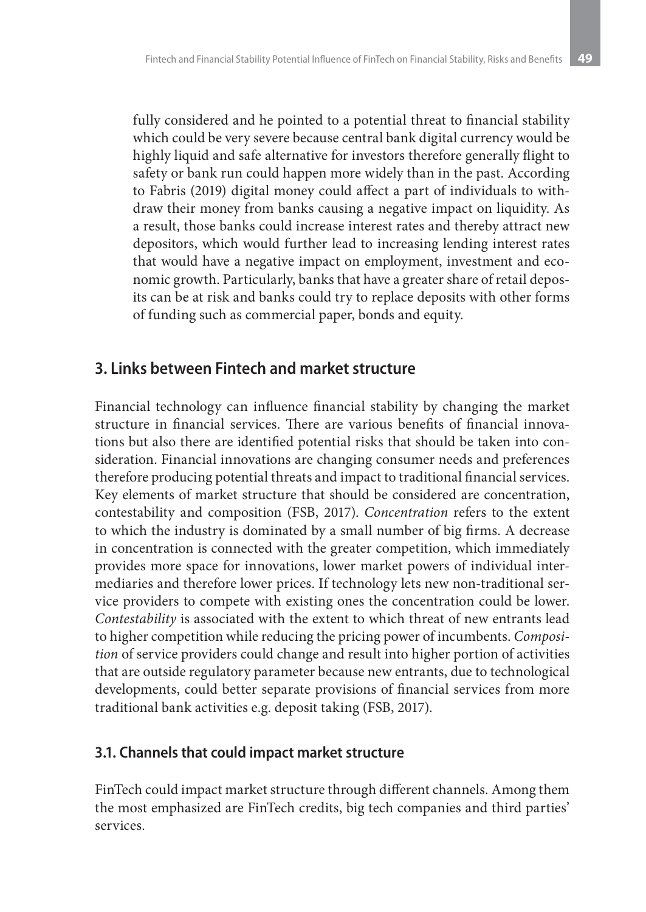fully considered and he pointed to a potential threat to financial stability which could be very severe because central bank digital currency would be highly liquid and safe alternative for investors therefore generally flight to safety or bank run could happen more widely than in the past. According to Fabris (2019) digital money could affect a part of individuals to withdraw their money from banks causing a negative impact on liquidity. As a result, those banks could increase interest rates and thereby attract new depositors, which would further lead to increasing lending interest rates that would have a negative impact on employment, investment and economic growth. Particularly, banks that have a greater share of retail deposits can be at risk and banks could try to replace deposits with other forms of funding such as commercial paper, bonds and equity.

## 3. Links between Fintech and market structure

Financial technology can influence financial stability by changing the market structure in financial services. There are various benefits of financial innovations but also there are identified potential risks that should be taken into consideration. Financial innovations are changing consumer needs and preferences therefore producing potential threats and impact to traditional financial services. Key elements of market structure that should be considered are concentration, contestability and composition (FSB, 2017). *Concentration* refers to the extent to which the industry is dominated by a small number of big firms. A decrease in concentration is connected with the greater competition, which immediately provides more space for innovations, lower market powers of individual intermediaries and therefore lower prices. If technology lets new non-traditional service providers to compete with existing ones the concentration could be lower. *Contestability* is associated with the extent to which threat of new entrants lead to higher competition while reducing the pricing power of incumbents. *Composition* of service providers could change and result into higher portion of activities that are outside regulatory parameter because new entrants, due to technological developments, could better separate provisions of financial services from more traditional bank activities e.g. deposit taking (FSB, 2017).

### 3.1. Channels that could impact market structure

FinTech could impact market structure through different channels. Among them the most emphasized are FinTech credits, big tech companies and third parties' services.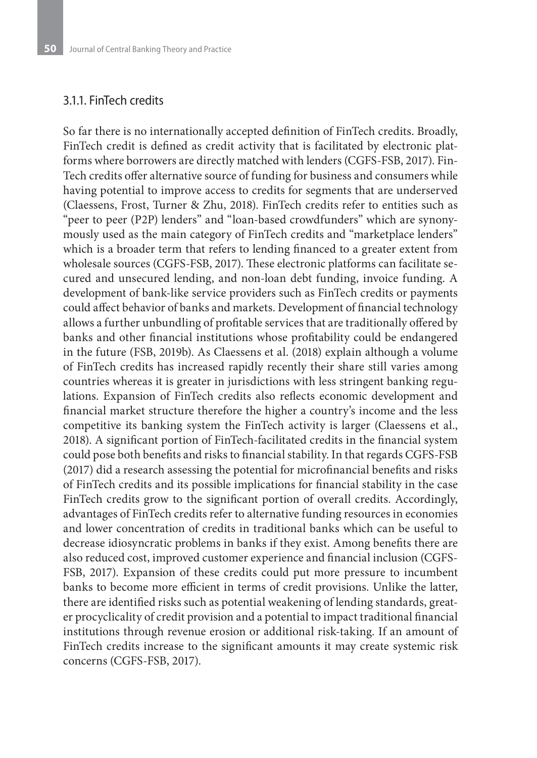### 3.1.1. FinTech credits

So far there is no internationally accepted definition of FinTech credits. Broadly, FinTech credit is defined as credit activity that is facilitated by electronic platforms where borrowers are directly matched with lenders (CGFS-FSB, 2017). FinTech credits offer alternative source of funding for business and consumers while having potential to improve access to credits for segments that are underserved (Claessens, Frost, Turner & Zhu, 2018). FinTech credits refer to entities such as "peer to peer (P2P) lenders" and "loan-based crowdfunders" which are synonymously used as the main category of FinTech credits and "marketplace lenders" which is a broader term that refers to lending financed to a greater extent from wholesale sources (CGFS-FSB, 2017). These electronic platforms can facilitate secured and unsecured lending, and non-loan debt funding, invoice funding. A development of bank-like service providers such as FinTech credits or payments could affect behavior of banks and markets. Development of financial technology allows a further unbundling of profitable services that are traditionally offered by banks and other financial institutions whose profitability could be endangered in the future (FSB, 2019b). As Claessens et al. (2018) explain although a volume of FinTech credits has increased rapidly recently their share still varies among countries whereas it is greater in jurisdictions with less stringent banking regulations. Expansion of FinTech credits also reflects economic development and financial market structure therefore the higher a country's income and the less competitive its banking system the FinTech activity is larger (Claessens et al., 2018). A significant portion of FinTech-facilitated credits in the financial system could pose both benefits and risks to financial stability. In that regards CGFS-FSB (2017) did a research assessing the potential for microfinancial benefits and risks of FinTech credits and its possible implications for financial stability in the case FinTech credits grow to the significant portion of overall credits. Accordingly, advantages of FinTech credits refer to alternative funding resources in economies and lower concentration of credits in traditional banks which can be useful to decrease idiosyncratic problems in banks if they exist. Among benefits there are also reduced cost, improved customer experience and financial inclusion (CGFS-FSB, 2017). Expansion of these credits could put more pressure to incumbent banks to become more efficient in terms of credit provisions. Unlike the latter, there are identified risks such as potential weakening of lending standards, greater procyclicality of credit provision and a potential to impact traditional financial institutions through revenue erosion or additional risk-taking. If an amount of FinTech credits increase to the significant amounts it may create systemic risk concerns (CGFS-FSB, 2017).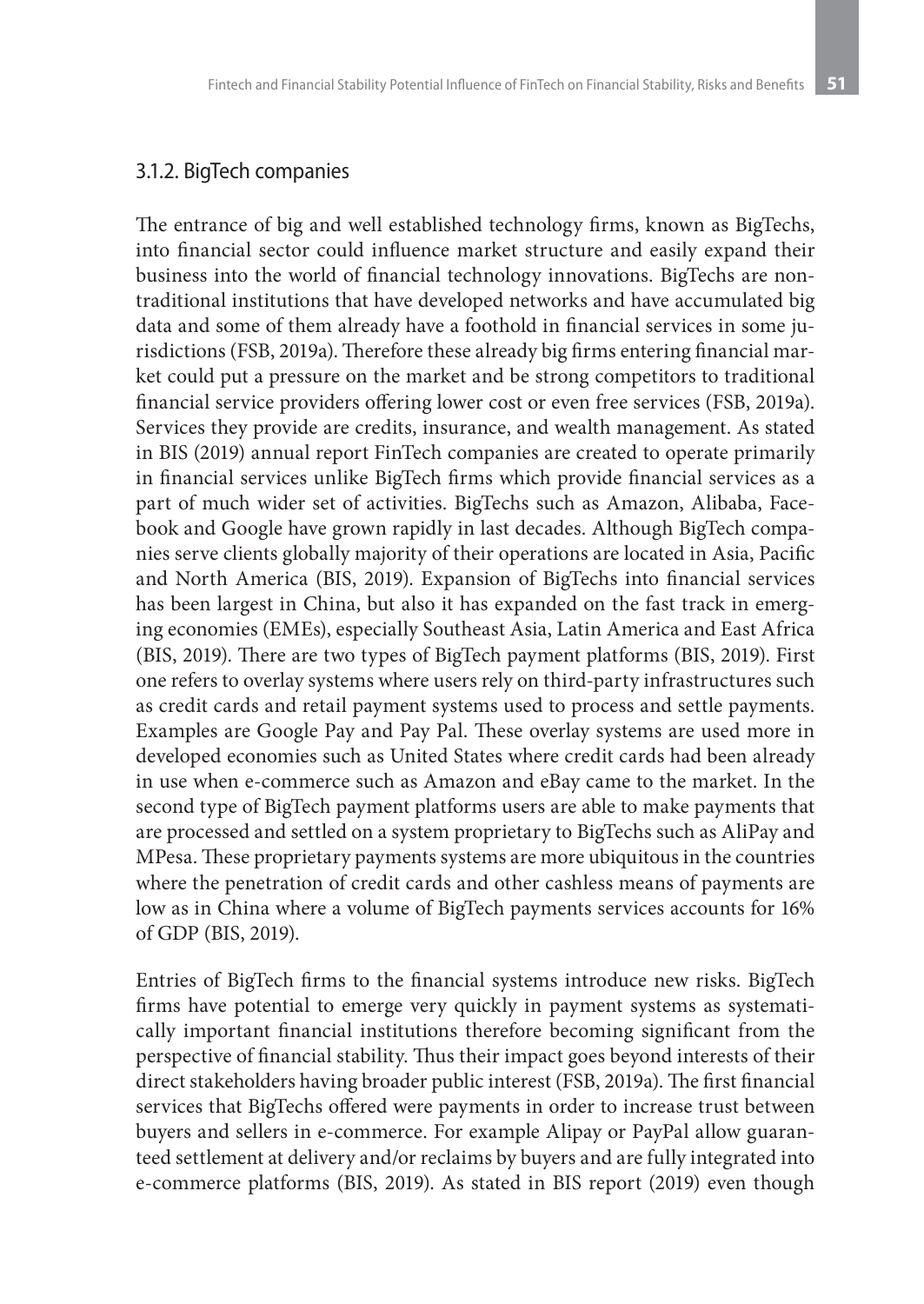### 3.1.2. BigTech companies

The entrance of big and well established technology firms, known as BigTechs, into financial sector could influence market structure and easily expand their business into the world of financial technology innovations. BigTechs are non-traditional institutions that have developed networks and have accumulated big data and some of them already have a foothold in financial services in some jurisdictions (FSB, 2019a). Therefore these already big firms entering financial market could put a pressure on the market and be strong competitors to traditional financial service providers offering lower cost or even free services (FSB, 2019a). Services they provide are credits, insurance, and wealth management. As stated in BIS (2019) annual report FinTech companies are created to operate primarily in financial services unlike BigTech firms which provide financial services as a part of much wider set of activities. BigTechs such as Amazon, Alibaba, Facebook and Google have grown rapidly in last decades. Although BigTech companies serve clients globally majority of their operations are located in Asia, Pacific and North America (BIS, 2019). Expansion of BigTechs into financial services has been largest in China, but also it has expanded on the fast track in emerging economies (EMEs), especially Southeast Asia, Latin America and East Africa (BIS, 2019). There are two types of BigTech payment platforms (BIS, 2019). First one refers to overlay systems where users rely on third-party infrastructures such as credit cards and retail payment systems used to process and settle payments. Examples are Google Pay and Pay Pal. These overlay systems are used more in developed economies such as United States where credit cards had been already in use when e-commerce such as Amazon and eBay came to the market. In the second type of BigTech payment platforms users are able to make payments that are processed and settled on a system proprietary to BigTechs such as AliPay and MPesa. These proprietary payments systems are more ubiquitous in the countries where the penetration of credit cards and other cashless means of payments are low as in China where a volume of BigTech payments services accounts for 16% of GDP (BIS, 2019).

Entries of BigTech firms to the financial systems introduce new risks. BigTech firms have potential to emerge very quickly in payment systems as systematically important financial institutions therefore becoming significant from the perspective of financial stability. Thus their impact goes beyond interests of their direct stakeholders having broader public interest (FSB, 2019a). The first financial services that BigTechs offered were payments in order to increase trust between buyers and sellers in e-commerce. For example Alipay or PayPal allow guaranteed settlement at delivery and/or reclaims by buyers and are fully integrated into e-commerce platforms (BIS, 2019). As stated in BIS report (2019) even though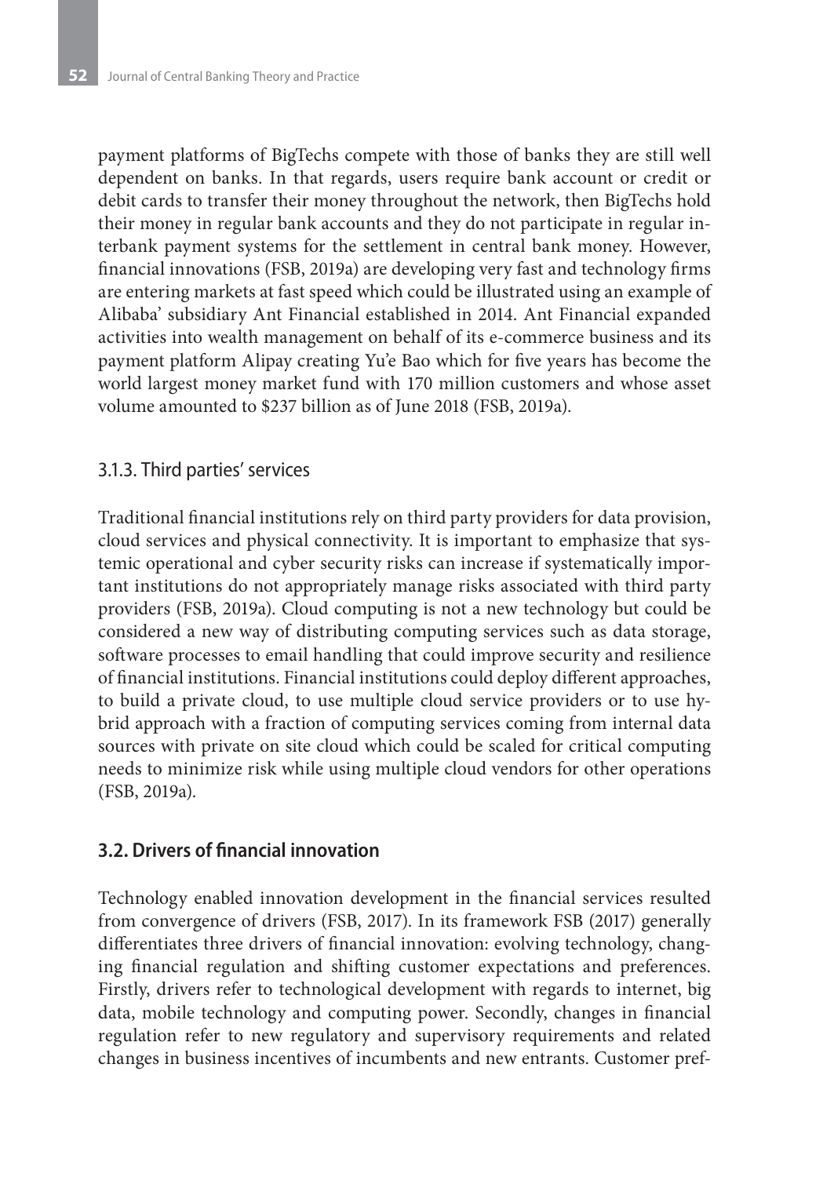payment platforms of BigTechs compete with those of banks they are still well dependent on banks. In that regards, users require bank account or credit or debit cards to transfer their money throughout the network, then BigTechs hold their money in regular bank accounts and they do not participate in regular interbank payment systems for the settlement in central bank money. However, financial innovations (FSB, 2019a) are developing very fast and technology firms are entering markets at fast speed which could be illustrated using an example of Alibaba' subsidiary Ant Financial established in 2014. Ant Financial expanded activities into wealth management on behalf of its e-commerce business and its payment platform Alipay creating Yu'e Bao which for five years has become the world largest money market fund with 170 million customers and whose asset volume amounted to $237 billion as of June 2018 (FSB, 2019a).

### 3.1.3. Third parties' services

Traditional financial institutions rely on third party providers for data provision, cloud services and physical connectivity. It is important to emphasize that systemic operational and cyber security risks can increase if systematically important institutions do not appropriately manage risks associated with third party providers (FSB, 2019a). Cloud computing is not a new technology but could be considered a new way of distributing computing services such as data storage, software processes to email handling that could improve security and resilience of financial institutions. Financial institutions could deploy different approaches, to build a private cloud, to use multiple cloud service providers or to use hybrid approach with a fraction of computing services coming from internal data sources with private on site cloud which could be scaled for critical computing needs to minimize risk while using multiple cloud vendors for other operations (FSB, 2019a).

## 3.2. Drivers of financial innovation

Technology enabled innovation development in the financial services resulted from convergence of drivers (FSB, 2017). In its framework FSB (2017) generally differentiates three drivers of financial innovation: evolving technology, changing financial regulation and shifting customer expectations and preferences. Firstly, drivers refer to technological development with regards to internet, big data, mobile technology and computing power. Secondly, changes in financial regulation refer to new regulatory and supervisory requirements and related changes in business incentives of incumbents and new entrants. Customer pref-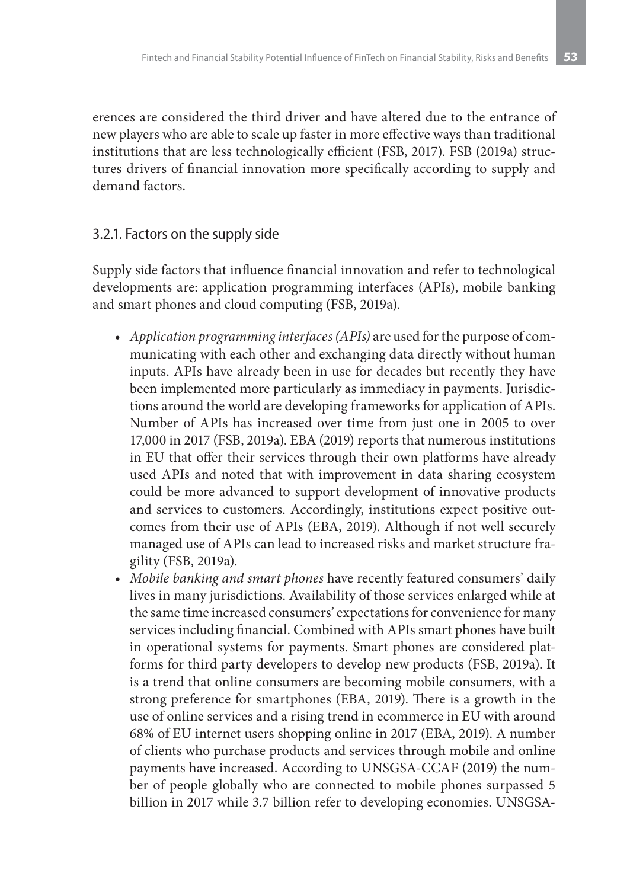erences are considered the third driver and have altered due to the entrance of new players who are able to scale up faster in more effective ways than traditional institutions that are less technologically efficient (FSB, 2017). FSB (2019a) structures drivers of financial innovation more specifically according to supply and demand factors.

### 3.2.1. Factors on the supply side

Supply side factors that influence financial innovation and refer to technological developments are: application programming interfaces (APIs), mobile banking and smart phones and cloud computing (FSB, 2019a).

- *Application programming interfaces (APIs)* are used for the purpose of communicating with each other and exchanging data directly without human inputs. APIs have already been in use for decades but recently they have been implemented more particularly as immediacy in payments. Jurisdictions around the world are developing frameworks for application of APIs. Number of APIs has increased over time from just one in 2005 to over 17,000 in 2017 (FSB, 2019a). EBA (2019) reports that numerous institutions in EU that offer their services through their own platforms have already used APIs and noted that with improvement in data sharing ecosystem could be more advanced to support development of innovative products and services to customers. Accordingly, institutions expect positive outcomes from their use of APIs (EBA, 2019). Although if not well securely managed use of APIs can lead to increased risks and market structure fragility (FSB, 2019a).
- *Mobile banking and smart phones* have recently featured consumers' daily lives in many jurisdictions. Availability of those services enlarged while at the same time increased consumers' expectations for convenience for many services including financial. Combined with APIs smart phones have built in operational systems for payments. Smart phones are considered platforms for third party developers to develop new products (FSB, 2019a). It is a trend that online consumers are becoming mobile consumers, with a strong preference for smartphones (EBA, 2019). There is a growth in the use of online services and a rising trend in ecommerce in EU with around 68% of EU internet users shopping online in 2017 (EBA, 2019). A number of clients who purchase products and services through mobile and online payments have increased. According to UNSGSA-CCAF (2019) the number of people globally who are connected to mobile phones surpassed 5 billion in 2017 while 3.7 billion refer to developing economies. UNSGSA-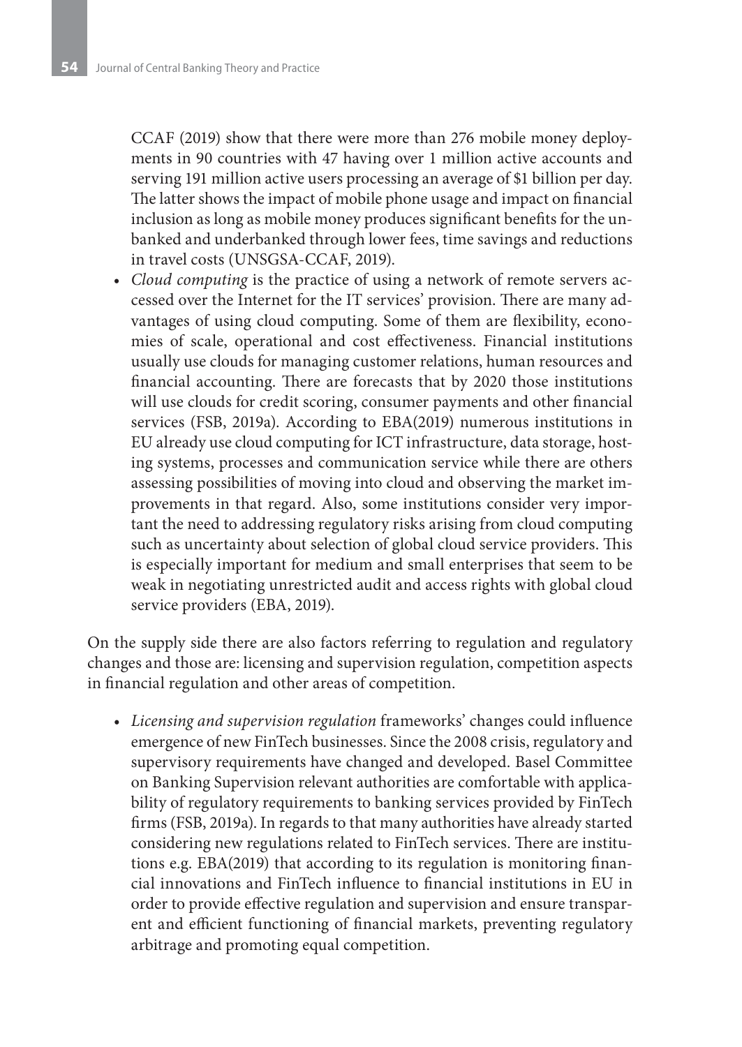CCAF (2019) show that there were more than 276 mobile money deployments in 90 countries with 47 having over 1 million active accounts and serving 191 million active users processing an average of $1 billion per day. The latter shows the impact of mobile phone usage and impact on financial inclusion as long as mobile money produces significant benefits for the unbanked and underbanked through lower fees, time savings and reductions in travel costs (UNSGSA-CCAF, 2019).

- *Cloud computing* is the practice of using a network of remote servers accessed over the Internet for the IT services' provision. There are many advantages of using cloud computing. Some of them are flexibility, economies of scale, operational and cost effectiveness. Financial institutions usually use clouds for managing customer relations, human resources and financial accounting. There are forecasts that by 2020 those institutions will use clouds for credit scoring, consumer payments and other financial services (FSB, 2019a). According to EBA(2019) numerous institutions in EU already use cloud computing for ICT infrastructure, data storage, hosting systems, processes and communication service while there are others assessing possibilities of moving into cloud and observing the market improvements in that regard. Also, some institutions consider very important the need to addressing regulatory risks arising from cloud computing such as uncertainty about selection of global cloud service providers. This is especially important for medium and small enterprises that seem to be weak in negotiating unrestricted audit and access rights with global cloud service providers (EBA, 2019).

On the supply side there are also factors referring to regulation and regulatory changes and those are: licensing and supervision regulation, competition aspects in financial regulation and other areas of competition.

- *Licensing and supervision regulation* frameworks' changes could influence emergence of new FinTech businesses. Since the 2008 crisis, regulatory and supervisory requirements have changed and developed. Basel Committee on Banking Supervision relevant authorities are comfortable with applicability of regulatory requirements to banking services provided by FinTech firms (FSB, 2019a). In regards to that many authorities have already started considering new regulations related to FinTech services. There are institutions e.g. EBA(2019) that according to its regulation is monitoring financial innovations and FinTech influence to financial institutions in EU in order to provide effective regulation and supervision and ensure transparent and efficient functioning of financial markets, preventing regulatory arbitrage and promoting equal competition.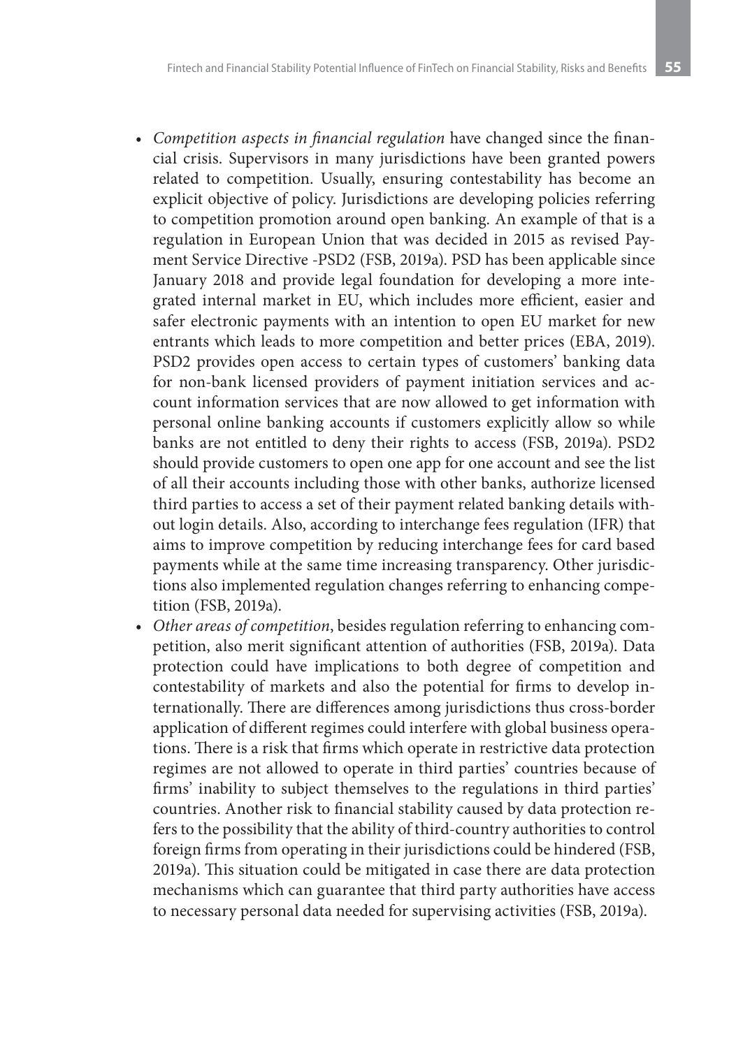- *Competition aspects in financial regulation* have changed since the financial crisis. Supervisors in many jurisdictions have been granted powers related to competition. Usually, ensuring contestability has become an explicit objective of policy. Jurisdictions are developing policies referring to competition promotion around open banking. An example of that is a regulation in European Union that was decided in 2015 as revised Payment Service Directive -PSD2 (FSB, 2019a). PSD has been applicable since January 2018 and provide legal foundation for developing a more integrated internal market in EU, which includes more efficient, easier and safer electronic payments with an intention to open EU market for new entrants which leads to more competition and better prices (EBA, 2019). PSD2 provides open access to certain types of customers' banking data for non-bank licensed providers of payment initiation services and account information services that are now allowed to get information with personal online banking accounts if customers explicitly allow so while banks are not entitled to deny their rights to access (FSB, 2019a). PSD2 should provide customers to open one app for one account and see the list of all their accounts including those with other banks, authorize licensed third parties to access a set of their payment related banking details without login details. Also, according to interchange fees regulation (IFR) that aims to improve competition by reducing interchange fees for card based payments while at the same time increasing transparency. Other jurisdictions also implemented regulation changes referring to enhancing competition (FSB, 2019a).
- *Other areas of competition*, besides regulation referring to enhancing competition, also merit significant attention of authorities (FSB, 2019a). Data protection could have implications to both degree of competition and contestability of markets and also the potential for firms to develop internationally. There are differences among jurisdictions thus cross-border application of different regimes could interfere with global business operations. There is a risk that firms which operate in restrictive data protection regimes are not allowed to operate in third parties' countries because of firms' inability to subject themselves to the regulations in third parties' countries. Another risk to financial stability caused by data protection refers to the possibility that the ability of third-country authorities to control foreign firms from operating in their jurisdictions could be hindered (FSB, 2019a). This situation could be mitigated in case there are data protection mechanisms which can guarantee that third party authorities have access to necessary personal data needed for supervising activities (FSB, 2019a).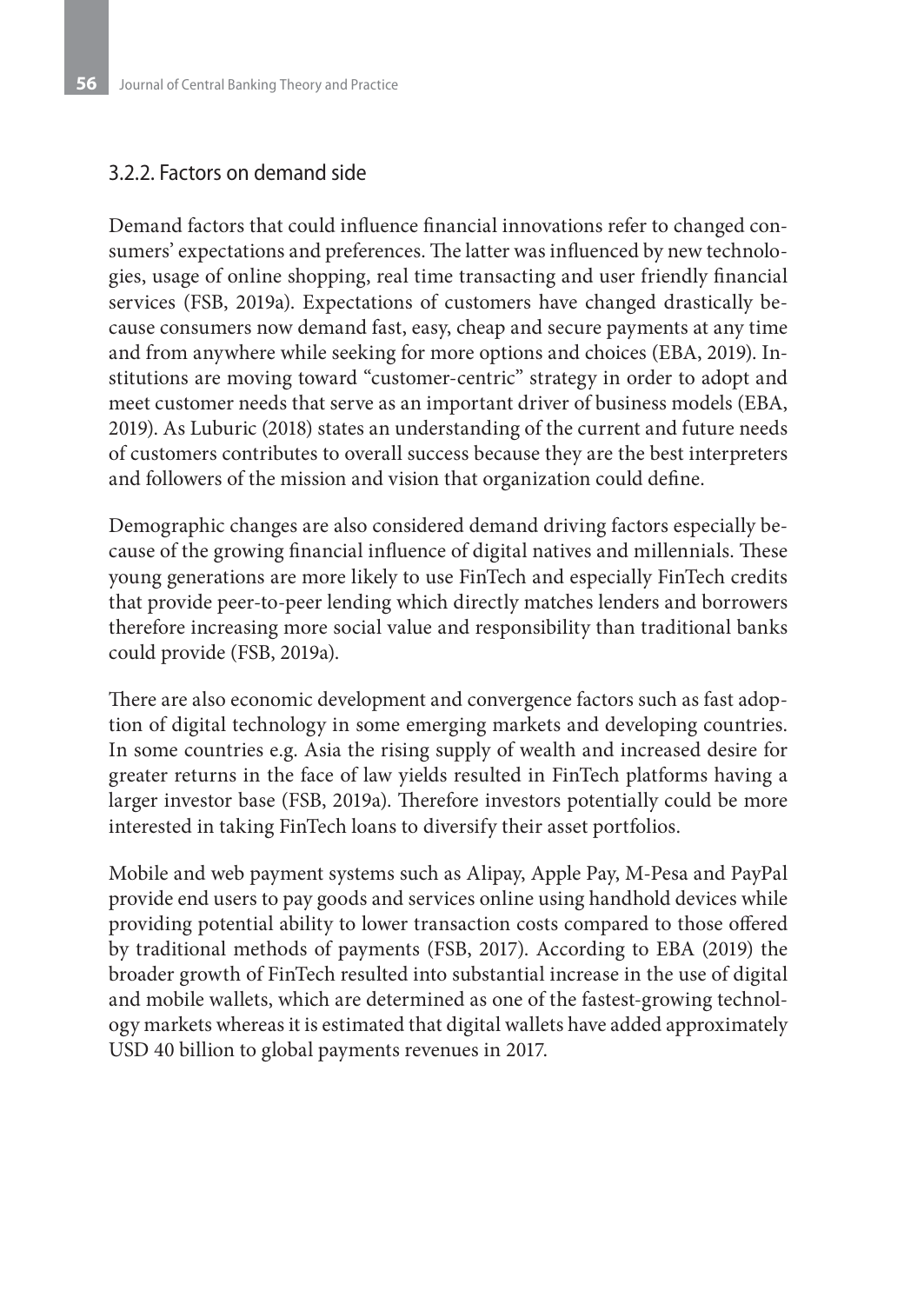### 3.2.2. Factors on demand side

Demand factors that could influence financial innovations refer to changed consumers' expectations and preferences. The latter was influenced by new technologies, usage of online shopping, real time transacting and user friendly financial services (FSB, 2019a). Expectations of customers have changed drastically because consumers now demand fast, easy, cheap and secure payments at any time and from anywhere while seeking for more options and choices (EBA, 2019). Institutions are moving toward "customer-centric" strategy in order to adopt and meet customer needs that serve as an important driver of business models (EBA, 2019). As Luburic (2018) states an understanding of the current and future needs of customers contributes to overall success because they are the best interpreters and followers of the mission and vision that organization could define.

Demographic changes are also considered demand driving factors especially because of the growing financial influence of digital natives and millennials. These young generations are more likely to use FinTech and especially FinTech credits that provide peer-to-peer lending which directly matches lenders and borrowers therefore increasing more social value and responsibility than traditional banks could provide (FSB, 2019a).

There are also economic development and convergence factors such as fast adoption of digital technology in some emerging markets and developing countries. In some countries e.g. Asia the rising supply of wealth and increased desire for greater returns in the face of law yields resulted in FinTech platforms having a larger investor base (FSB, 2019a). Therefore investors potentially could be more interested in taking FinTech loans to diversify their asset portfolios.

Mobile and web payment systems such as Alipay, Apple Pay, M-Pesa and PayPal provide end users to pay goods and services online using handhold devices while providing potential ability to lower transaction costs compared to those offered by traditional methods of payments (FSB, 2017). According to EBA (2019) the broader growth of FinTech resulted into substantial increase in the use of digital and mobile wallets, which are determined as one of the fastest-growing technology markets whereas it is estimated that digital wallets have added approximately USD 40 billion to global payments revenues in 2017.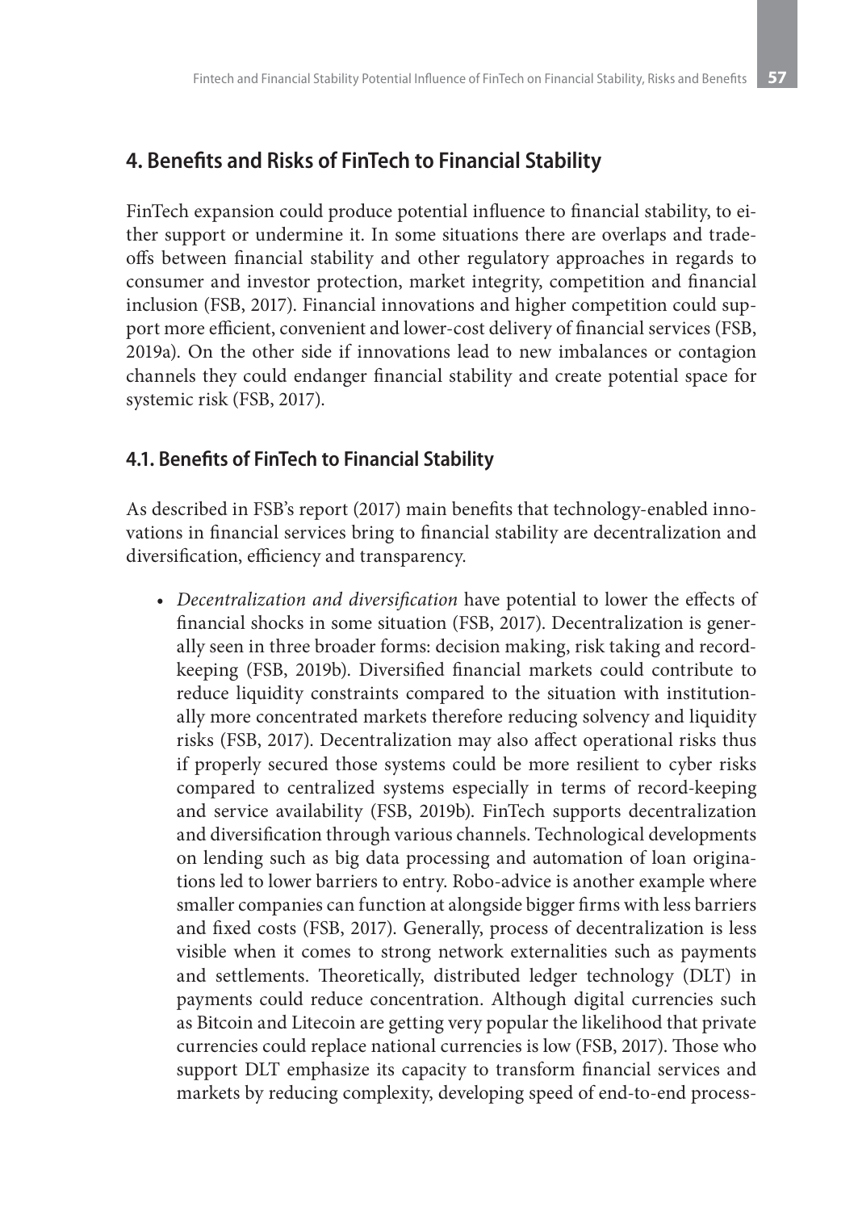## 4. Benefits and Risks of FinTech to Financial Stability

FinTech expansion could produce potential influence to financial stability, to either support or undermine it. In some situations there are overlaps and trade-offs between financial stability and other regulatory approaches in regards to consumer and investor protection, market integrity, competition and financial inclusion (FSB, 2017). Financial innovations and higher competition could support more efficient, convenient and lower-cost delivery of financial services (FSB, 2019a). On the other side if innovations lead to new imbalances or contagion channels they could endanger financial stability and create potential space for systemic risk (FSB, 2017).

### 4.1. Benefits of FinTech to Financial Stability

As described in FSB's report (2017) main benefits that technology-enabled innovations in financial services bring to financial stability are decentralization and diversification, efficiency and transparency.

- *Decentralization and diversification* have potential to lower the effects of financial shocks in some situation (FSB, 2017). Decentralization is generally seen in three broader forms: decision making, risk taking and record-keeping (FSB, 2019b). Diversified financial markets could contribute to reduce liquidity constraints compared to the situation with institutionally more concentrated markets therefore reducing solvency and liquidity risks (FSB, 2017). Decentralization may also affect operational risks thus if properly secured those systems could be more resilient to cyber risks compared to centralized systems especially in terms of record-keeping and service availability (FSB, 2019b). FinTech supports decentralization and diversification through various channels. Technological developments on lending such as big data processing and automation of loan originations led to lower barriers to entry. Robo-advice is another example where smaller companies can function at alongside bigger firms with less barriers and fixed costs (FSB, 2017). Generally, process of decentralization is less visible when it comes to strong network externalities such as payments and settlements. Theoretically, distributed ledger technology (DLT) in payments could reduce concentration. Although digital currencies such as Bitcoin and Litecoin are getting very popular the likelihood that private currencies could replace national currencies is low (FSB, 2017). Those who support DLT emphasize its capacity to transform financial services and markets by reducing complexity, developing speed of end-to-end process-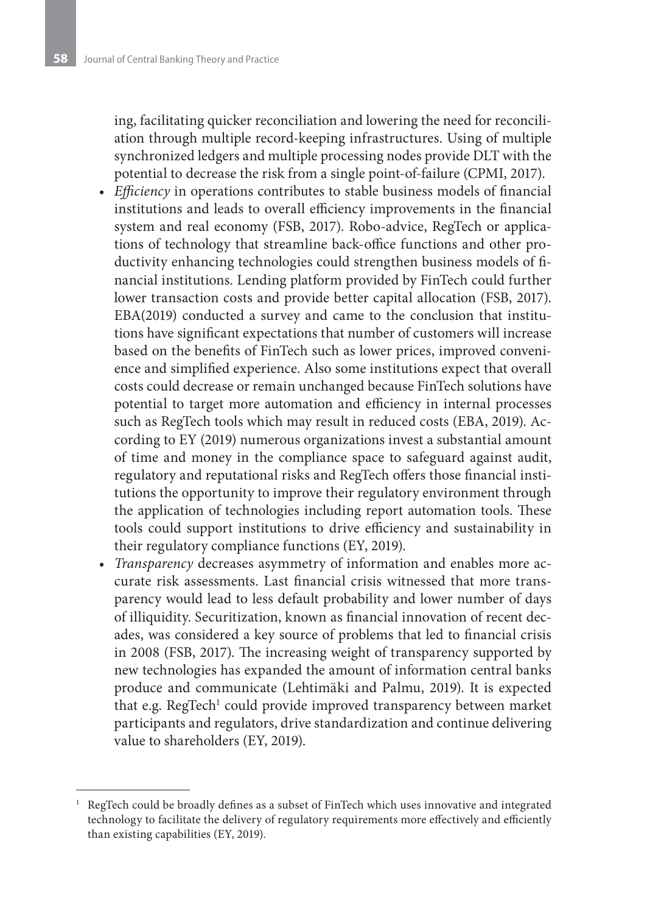ing, facilitating quicker reconciliation and lowering the need for reconciliation through multiple record-keeping infrastructures. Using of multiple synchronized ledgers and multiple processing nodes provide DLT with the potential to decrease the risk from a single point-of-failure (CPMI, 2017).

- *Efficiency* in operations contributes to stable business models of financial institutions and leads to overall efficiency improvements in the financial system and real economy (FSB, 2017). Robo-advice, RegTech or applications of technology that streamline back-office functions and other productivity enhancing technologies could strengthen business models of financial institutions. Lending platform provided by FinTech could further lower transaction costs and provide better capital allocation (FSB, 2017). EBA(2019) conducted a survey and came to the conclusion that institutions have significant expectations that number of customers will increase based on the benefits of FinTech such as lower prices, improved convenience and simplified experience. Also some institutions expect that overall costs could decrease or remain unchanged because FinTech solutions have potential to target more automation and efficiency in internal processes such as RegTech tools which may result in reduced costs (EBA, 2019). According to EY (2019) numerous organizations invest a substantial amount of time and money in the compliance space to safeguard against audit, regulatory and reputational risks and RegTech offers those financial institutions the opportunity to improve their regulatory environment through the application of technologies including report automation tools. These tools could support institutions to drive efficiency and sustainability in their regulatory compliance functions (EY, 2019).
- *Transparency* decreases asymmetry of information and enables more accurate risk assessments. Last financial crisis witnessed that more transparency would lead to less default probability and lower number of days of illiquidity. Securitization, known as financial innovation of recent decades, was considered a key source of problems that led to financial crisis in 2008 (FSB, 2017). The increasing weight of transparency supported by new technologies has expanded the amount of information central banks produce and communicate (Lehtimäki and Palmu, 2019). It is expected that e.g. RegTech[1] could provide improved transparency between market participants and regulators, drive standardization and continue delivering value to shareholders (EY, 2019).

[1] RegTech could be broadly defines as a subset of FinTech which uses innovative and integrated technology to facilitate the delivery of regulatory requirements more effectively and efficiently than existing capabilities (EY, 2019).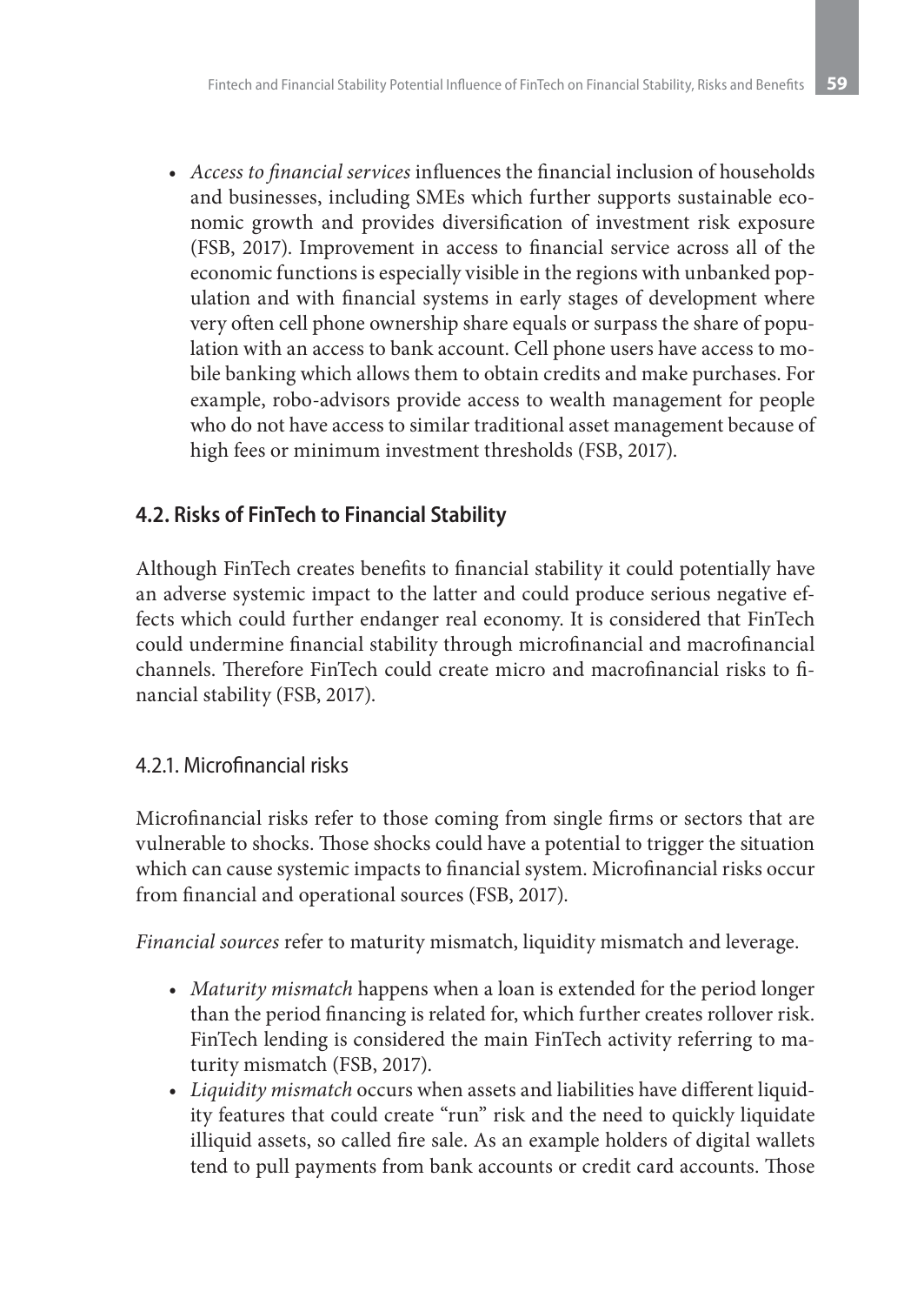- *Access to financial services* influences the financial inclusion of households and businesses, including SMEs which further supports sustainable economic growth and provides diversification of investment risk exposure (FSB, 2017). Improvement in access to financial service across all of the economic functions is especially visible in the regions with unbanked population and with financial systems in early stages of development where very often cell phone ownership share equals or surpass the share of population with an access to bank account. Cell phone users have access to mobile banking which allows them to obtain credits and make purchases. For example, robo-advisors provide access to wealth management for people who do not have access to similar traditional asset management because of high fees or minimum investment thresholds (FSB, 2017).

## 4.2. Risks of FinTech to Financial Stability

Although FinTech creates benefits to financial stability it could potentially have an adverse systemic impact to the latter and could produce serious negative effects which could further endanger real economy. It is considered that FinTech could undermine financial stability through microfinancial and macrofinancial channels. Therefore FinTech could create micro and macrofinancial risks to financial stability (FSB, 2017).

### 4.2.1. Microfinancial risks

Microfinancial risks refer to those coming from single firms or sectors that are vulnerable to shocks. Those shocks could have a potential to trigger the situation which can cause systemic impacts to financial system. Microfinancial risks occur from financial and operational sources (FSB, 2017).

*Financial sources* refer to maturity mismatch, liquidity mismatch and leverage.

- *Maturity mismatch* happens when a loan is extended for the period longer than the period financing is related for, which further creates rollover risk. FinTech lending is considered the main FinTech activity referring to maturity mismatch (FSB, 2017).
- *Liquidity mismatch* occurs when assets and liabilities have different liquidity features that could create "run" risk and the need to quickly liquidate illiquid assets, so called fire sale. As an example holders of digital wallets tend to pull payments from bank accounts or credit card accounts. Those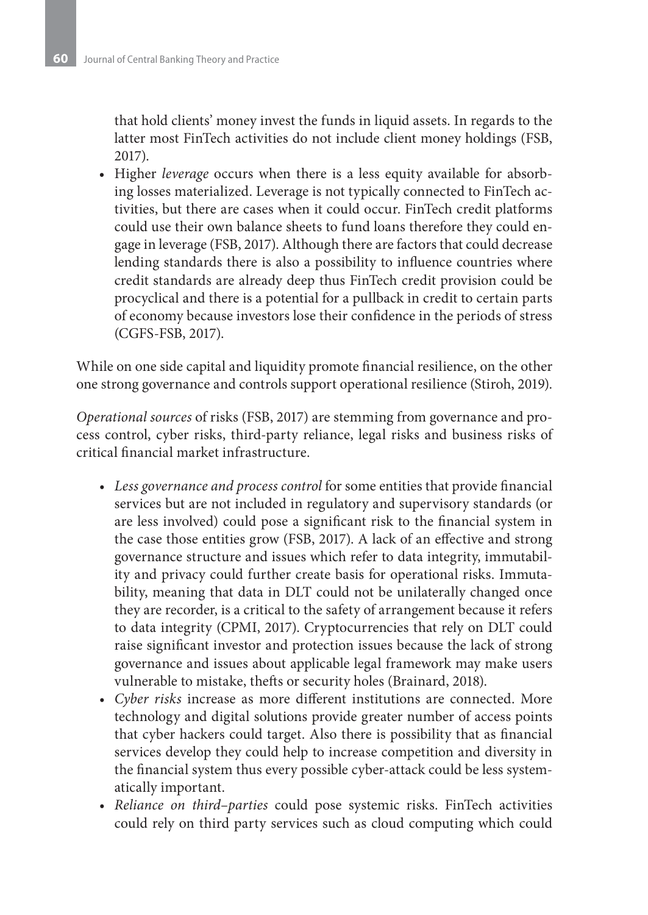that hold clients' money invest the funds in liquid assets. In regards to the latter most FinTech activities do not include client money holdings (FSB, 2017).

- Higher *leverage* occurs when there is a less equity available for absorbing losses materialized. Leverage is not typically connected to FinTech activities, but there are cases when it could occur. FinTech credit platforms could use their own balance sheets to fund loans therefore they could engage in leverage (FSB, 2017). Although there are factors that could decrease lending standards there is also a possibility to influence countries where credit standards are already deep thus FinTech credit provision could be procyclical and there is a potential for a pullback in credit to certain parts of economy because investors lose their confidence in the periods of stress (CGFS-FSB, 2017).

While on one side capital and liquidity promote financial resilience, on the other one strong governance and controls support operational resilience (Stiroh, 2019).

*Operational sources* of risks (FSB, 2017) are stemming from governance and process control, cyber risks, third-party reliance, legal risks and business risks of critical financial market infrastructure.

- *Less governance and process control* for some entities that provide financial services but are not included in regulatory and supervisory standards (or are less involved) could pose a significant risk to the financial system in the case those entities grow (FSB, 2017). A lack of an effective and strong governance structure and issues which refer to data integrity, immutability and privacy could further create basis for operational risks. Immutability, meaning that data in DLT could not be unilaterally changed once they are recorder, is a critical to the safety of arrangement because it refers to data integrity (CPMI, 2017). Cryptocurrencies that rely on DLT could raise significant investor and protection issues because the lack of strong governance and issues about applicable legal framework may make users vulnerable to mistake, thefts or security holes (Brainard, 2018).
- *Cyber risks* increase as more different institutions are connected. More technology and digital solutions provide greater number of access points that cyber hackers could target. Also there is possibility that as financial services develop they could help to increase competition and diversity in the financial system thus every possible cyber-attack could be less systematically important.
- *Reliance on third–parties* could pose systemic risks. FinTech activities could rely on third party services such as cloud computing which could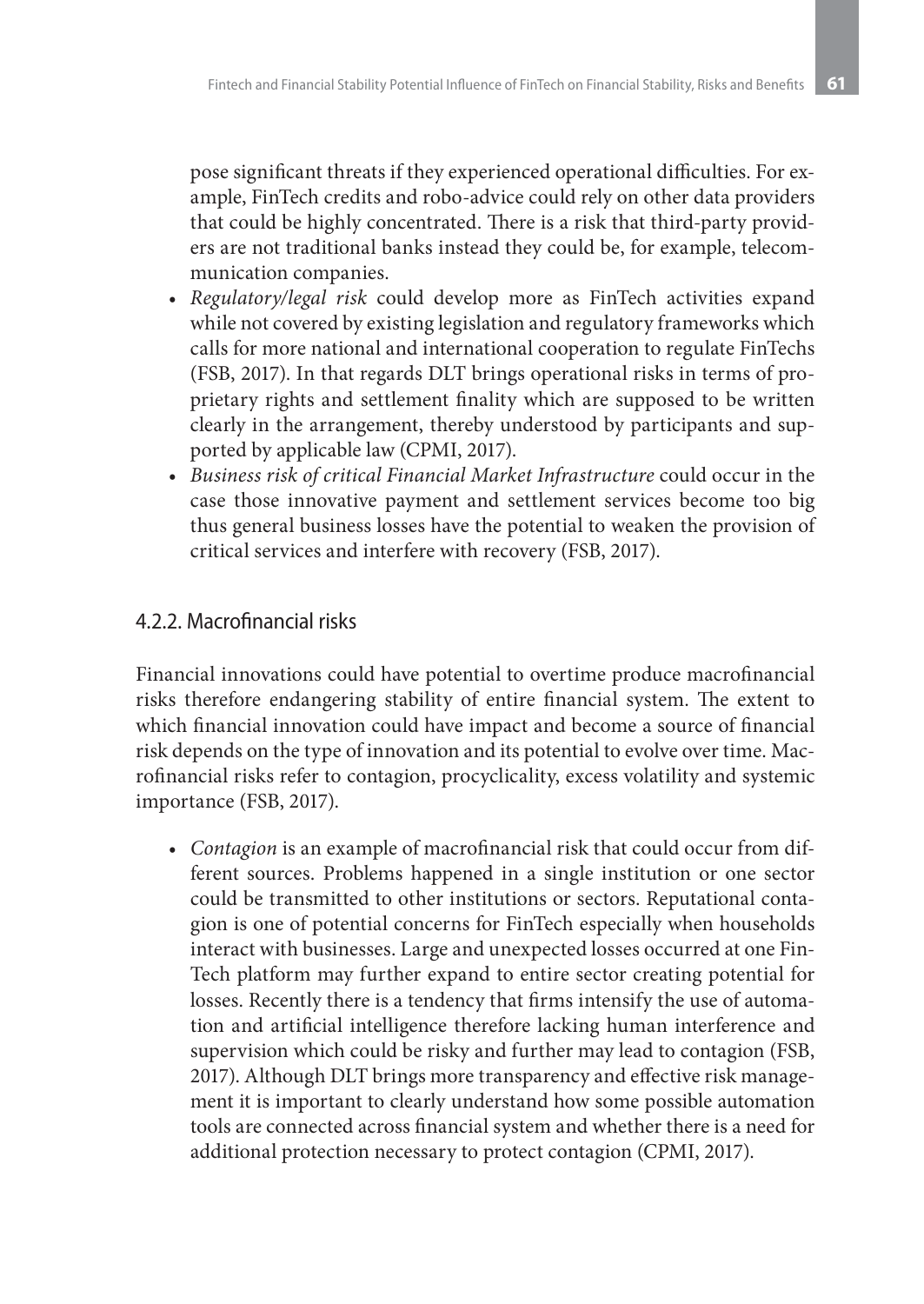pose significant threats if they experienced operational difficulties. For example, FinTech credits and robo-advice could rely on other data providers that could be highly concentrated. There is a risk that third-party providers are not traditional banks instead they could be, for example, telecommunication companies.

- *Regulatory/legal risk* could develop more as FinTech activities expand while not covered by existing legislation and regulatory frameworks which calls for more national and international cooperation to regulate FinTechs (FSB, 2017). In that regards DLT brings operational risks in terms of proprietary rights and settlement finality which are supposed to be written clearly in the arrangement, thereby understood by participants and supported by applicable law (CPMI, 2017).
- *Business risk of critical Financial Market Infrastructure* could occur in the case those innovative payment and settlement services become too big thus general business losses have the potential to weaken the provision of critical services and interfere with recovery (FSB, 2017).

### 4.2.2. Macrofinancial risks

Financial innovations could have potential to overtime produce macrofinancial risks therefore endangering stability of entire financial system. The extent to which financial innovation could have impact and become a source of financial risk depends on the type of innovation and its potential to evolve over time. Macrofinancial risks refer to contagion, procyclicality, excess volatility and systemic importance (FSB, 2017).

- *Contagion* is an example of macrofinancial risk that could occur from different sources. Problems happened in a single institution or one sector could be transmitted to other institutions or sectors. Reputational contagion is one of potential concerns for FinTech especially when households interact with businesses. Large and unexpected losses occurred at one FinTech platform may further expand to entire sector creating potential for losses. Recently there is a tendency that firms intensify the use of automation and artificial intelligence therefore lacking human interference and supervision which could be risky and further may lead to contagion (FSB, 2017). Although DLT brings more transparency and effective risk management it is important to clearly understand how some possible automation tools are connected across financial system and whether there is a need for additional protection necessary to protect contagion (CPMI, 2017).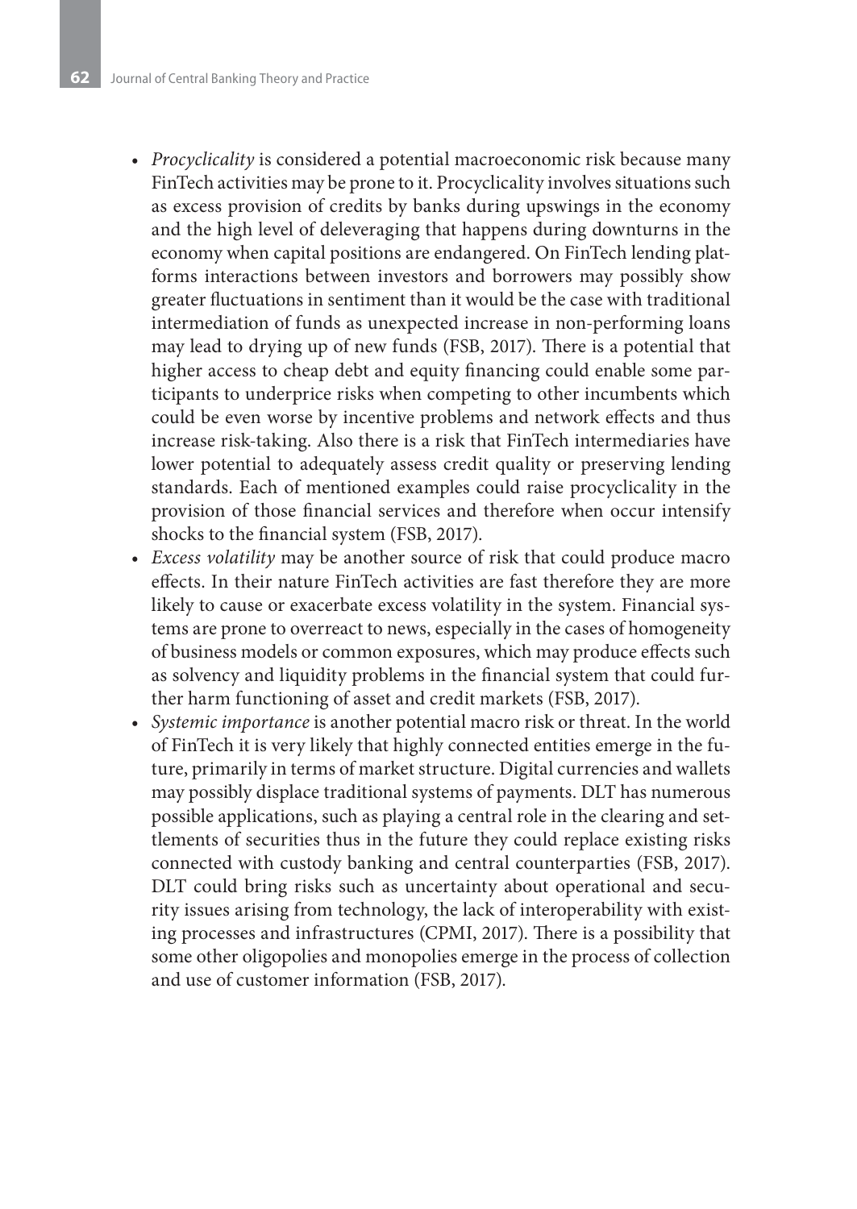- *Procyclicality* is considered a potential macroeconomic risk because many FinTech activities may be prone to it. Procyclicality involves situations such as excess provision of credits by banks during upswings in the economy and the high level of deleveraging that happens during downturns in the economy when capital positions are endangered. On FinTech lending platforms interactions between investors and borrowers may possibly show greater fluctuations in sentiment than it would be the case with traditional intermediation of funds as unexpected increase in non-performing loans may lead to drying up of new funds (FSB, 2017). There is a potential that higher access to cheap debt and equity financing could enable some participants to underprice risks when competing to other incumbents which could be even worse by incentive problems and network effects and thus increase risk-taking. Also there is a risk that FinTech intermediaries have lower potential to adequately assess credit quality or preserving lending standards. Each of mentioned examples could raise procyclicality in the provision of those financial services and therefore when occur intensify shocks to the financial system (FSB, 2017).
- *Excess volatility* may be another source of risk that could produce macro effects. In their nature FinTech activities are fast therefore they are more likely to cause or exacerbate excess volatility in the system. Financial systems are prone to overreact to news, especially in the cases of homogeneity of business models or common exposures, which may produce effects such as solvency and liquidity problems in the financial system that could further harm functioning of asset and credit markets (FSB, 2017).
- *Systemic importance* is another potential macro risk or threat. In the world of FinTech it is very likely that highly connected entities emerge in the future, primarily in terms of market structure. Digital currencies and wallets may possibly displace traditional systems of payments. DLT has numerous possible applications, such as playing a central role in the clearing and settlements of securities thus in the future they could replace existing risks connected with custody banking and central counterparties (FSB, 2017). DLT could bring risks such as uncertainty about operational and security issues arising from technology, the lack of interoperability with existing processes and infrastructures (CPMI, 2017). There is a possibility that some other oligopolies and monopolies emerge in the process of collection and use of customer information (FSB, 2017).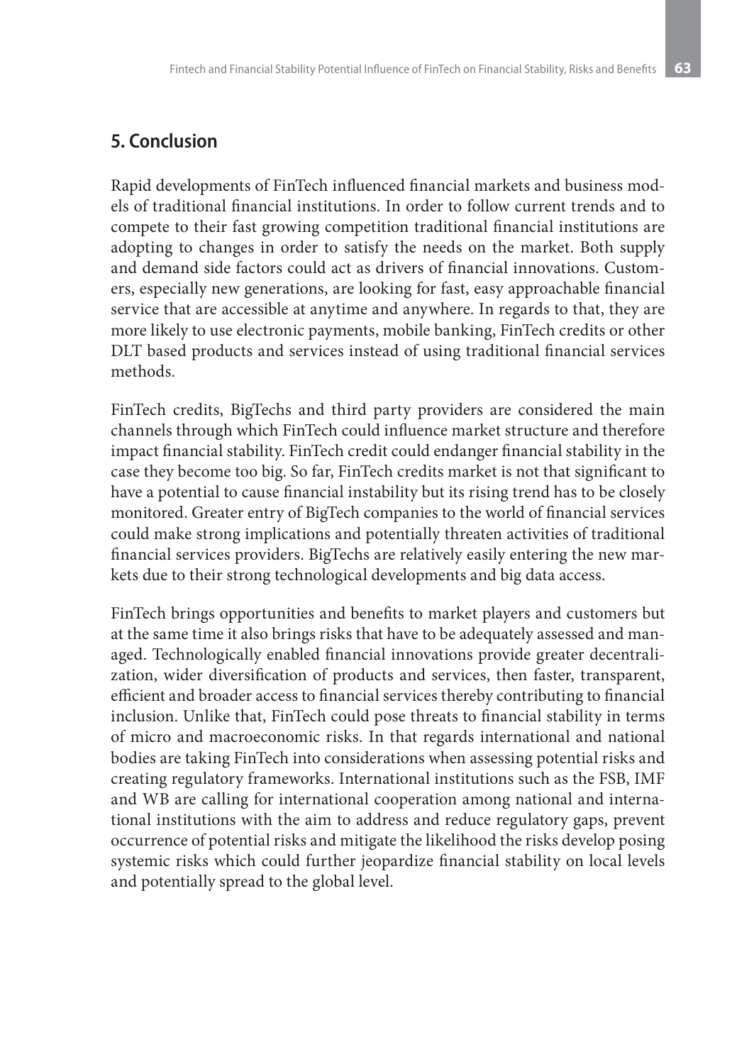## 5. Conclusion

Rapid developments of FinTech influenced financial markets and business models of traditional financial institutions. In order to follow current trends and to compete to their fast growing competition traditional financial institutions are adopting to changes in order to satisfy the needs on the market. Both supply and demand side factors could act as drivers of financial innovations. Customers, especially new generations, are looking for fast, easy approachable financial service that are accessible at anytime and anywhere. In regards to that, they are more likely to use electronic payments, mobile banking, FinTech credits or other DLT based products and services instead of using traditional financial services methods.

FinTech credits, BigTechs and third party providers are considered the main channels through which FinTech could influence market structure and therefore impact financial stability. FinTech credit could endanger financial stability in the case they become too big. So far, FinTech credits market is not that significant to have a potential to cause financial instability but its rising trend has to be closely monitored. Greater entry of BigTech companies to the world of financial services could make strong implications and potentially threaten activities of traditional financial services providers. BigTechs are relatively easily entering the new markets due to their strong technological developments and big data access.

FinTech brings opportunities and benefits to market players and customers but at the same time it also brings risks that have to be adequately assessed and managed. Technologically enabled financial innovations provide greater decentralization, wider diversification of products and services, then faster, transparent, efficient and broader access to financial services thereby contributing to financial inclusion. Unlike that, FinTech could pose threats to financial stability in terms of micro and macroeconomic risks. In that regards international and national bodies are taking FinTech into considerations when assessing potential risks and creating regulatory frameworks. International institutions such as the FSB, IMF and WB are calling for international cooperation among national and international institutions with the aim to address and reduce regulatory gaps, prevent occurrence of potential risks and mitigate the likelihood the risks develop posing systemic risks which could further jeopardize financial stability on local levels and potentially spread to the global level.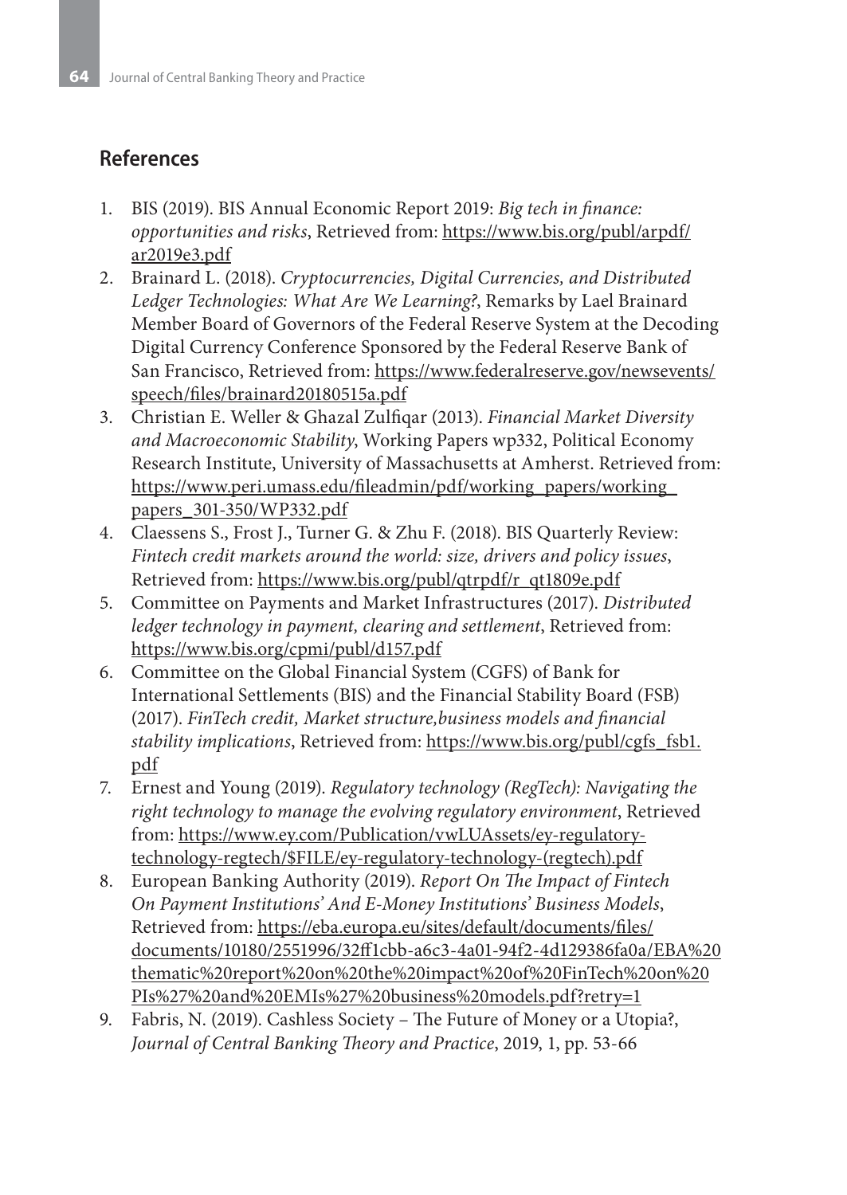## References

1. BIS (2019). BIS Annual Economic Report 2019: *Big tech in finance: opportunities and risks*, Retrieved from: https://www.bis.org/publ/arpdf/ar2019e3.pdf
2. Brainard L. (2018). *Cryptocurrencies, Digital Currencies, and Distributed Ledger Technologies: What Are We Learning?*, Remarks by Lael Brainard Member Board of Governors of the Federal Reserve System at the Decoding Digital Currency Conference Sponsored by the Federal Reserve Bank of San Francisco, Retrieved from: https://www.federalreserve.gov/newsevents/speech/files/brainard20180515a.pdf
3. Christian E. Weller & Ghazal Zulfiqar (2013). *Financial Market Diversity and Macroeconomic Stability*, Working Papers wp332, Political Economy Research Institute, University of Massachusetts at Amherst. Retrieved from: https://www.peri.umass.edu/fileadmin/pdf/working_papers/working_papers_301-350/WP332.pdf
4. Claessens S., Frost J., Turner G. & Zhu F. (2018). BIS Quarterly Review: *Fintech credit markets around the world: size, drivers and policy issues*, Retrieved from: https://www.bis.org/publ/qtrpdf/r_qt1809e.pdf
5. Committee on Payments and Market Infrastructures (2017). *Distributed ledger technology in payment, clearing and settlement*, Retrieved from: https://www.bis.org/cpmi/publ/d157.pdf
6. Committee on the Global Financial System (CGFS) of Bank for International Settlements (BIS) and the Financial Stability Board (FSB) (2017). *FinTech credit, Market structure,business models and financial stability implications*, Retrieved from: https://www.bis.org/publ/cgfs_fsb1.pdf
7. Ernest and Young (2019). *Regulatory technology (RegTech): Navigating the right technology to manage the evolving regulatory environment*, Retrieved from: https://www.ey.com/Publication/vwLUAssets/ey-regulatory-technology-regtech/$FILE/ey-regulatory-technology-(regtech).pdf
8. European Banking Authority (2019). *Report On The Impact of Fintech On Payment Institutions' And E-Money Institutions' Business Models*, Retrieved from: https://eba.europa.eu/sites/default/documents/files/documents/10180/2551996/32ff1cbb-a6c3-4a01-94f2-4d129386fa0a/EBA%20thematic%20report%20on%20the%20impact%20of%20FinTech%20on%20PIs%27%20and%20EMIs%27%20business%20models.pdf?retry=1
9. Fabris, N. (2019). Cashless Society – The Future of Money or a Utopia?, *Journal of Central Banking Theory and Practice*, 2019, 1, pp. 53-66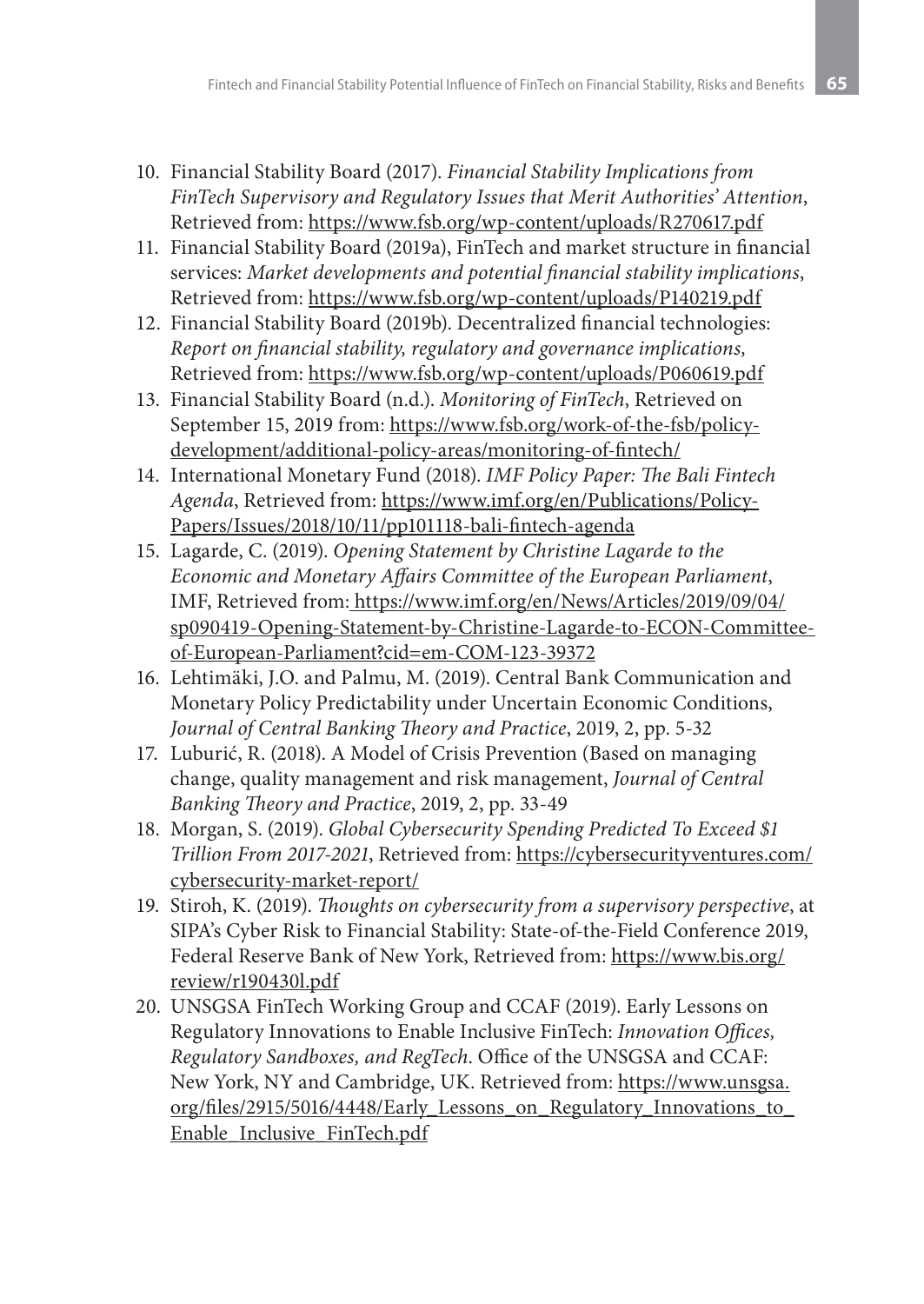10. Financial Stability Board (2017). *Financial Stability Implications from FinTech Supervisory and Regulatory Issues that Merit Authorities' Attention*, Retrieved from: https://www.fsb.org/wp-content/uploads/R270617.pdf
11. Financial Stability Board (2019a), FinTech and market structure in financial services: *Market developments and potential financial stability implications*, Retrieved from: https://www.fsb.org/wp-content/uploads/P140219.pdf
12. Financial Stability Board (2019b). Decentralized financial technologies: *Report on financial stability, regulatory and governance implications,* Retrieved from: https://www.fsb.org/wp-content/uploads/P060619.pdf
13. Financial Stability Board (n.d.). *Monitoring of FinTech*, Retrieved on September 15, 2019 from: https://www.fsb.org/work-of-the-fsb/policy-development/additional-policy-areas/monitoring-of-fintech/
14. International Monetary Fund (2018). *IMF Policy Paper: The Bali Fintech Agenda*, Retrieved from: https://www.imf.org/en/Publications/Policy-Papers/Issues/2018/10/11/pp101118-bali-fintech-agenda
15. Lagarde, C. (2019). *Opening Statement by Christine Lagarde to the Economic and Monetary Affairs Committee of the European Parliament*, IMF, Retrieved from: https://www.imf.org/en/News/Articles/2019/09/04/sp090419-Opening-Statement-by-Christine-Lagarde-to-ECON-Committee-of-European-Parliament?cid=em-COM-123-39372
16. Lehtimäki, J.O. and Palmu, M. (2019). Central Bank Communication and Monetary Policy Predictability under Uncertain Economic Conditions, *Journal of Central Banking Theory and Practice*, 2019, 2, pp. 5-32
17. Luburić, R. (2018). A Model of Crisis Prevention (Based on managing change, quality management and risk management, *Journal of Central Banking Theory and Practice*, 2019, 2, pp. 33-49
18. Morgan, S. (2019). *Global Cybersecurity Spending Predicted To Exceed $1 Trillion From 2017-2021*, Retrieved from: https://cybersecurityventures.com/cybersecurity-market-report/
19. Stiroh, K. (2019). *Thoughts on cybersecurity from a supervisory perspective*, at SIPA's Cyber Risk to Financial Stability: State-of-the-Field Conference 2019, Federal Reserve Bank of New York, Retrieved from: https://www.bis.org/review/r190430l.pdf
20. UNSGSA FinTech Working Group and CCAF (2019). Early Lessons on Regulatory Innovations to Enable Inclusive FinTech: *Innovation Offices, Regulatory Sandboxes, and RegTech*. Office of the UNSGSA and CCAF: New York, NY and Cambridge, UK. Retrieved from: https://www.unsgsa.org/files/2915/5016/4448/Early_Lessons_on_Regulatory_Innovations_to_Enable_Inclusive_FinTech.pdf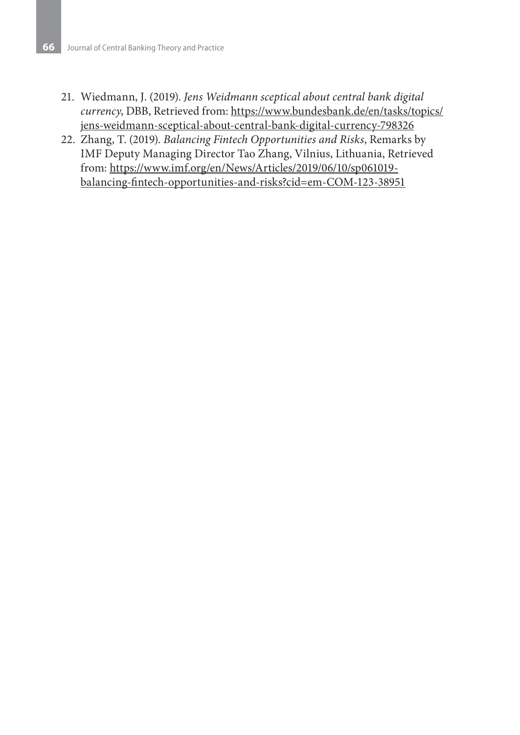21. Wiedmann, J. (2019). *Jens Weidmann sceptical about central bank digital currency*, DBB, Retrieved from: https://www.bundesbank.de/en/tasks/topics/jens-weidmann-sceptical-about-central-bank-digital-currency-798326
22. Zhang, T. (2019). *Balancing Fintech Opportunities and Risks*, Remarks by IMF Deputy Managing Director Tao Zhang, Vilnius, Lithuania, Retrieved from: https://www.imf.org/en/News/Articles/2019/06/10/sp061019-balancing-fintech-opportunities-and-risks?cid=em-COM-123-38951